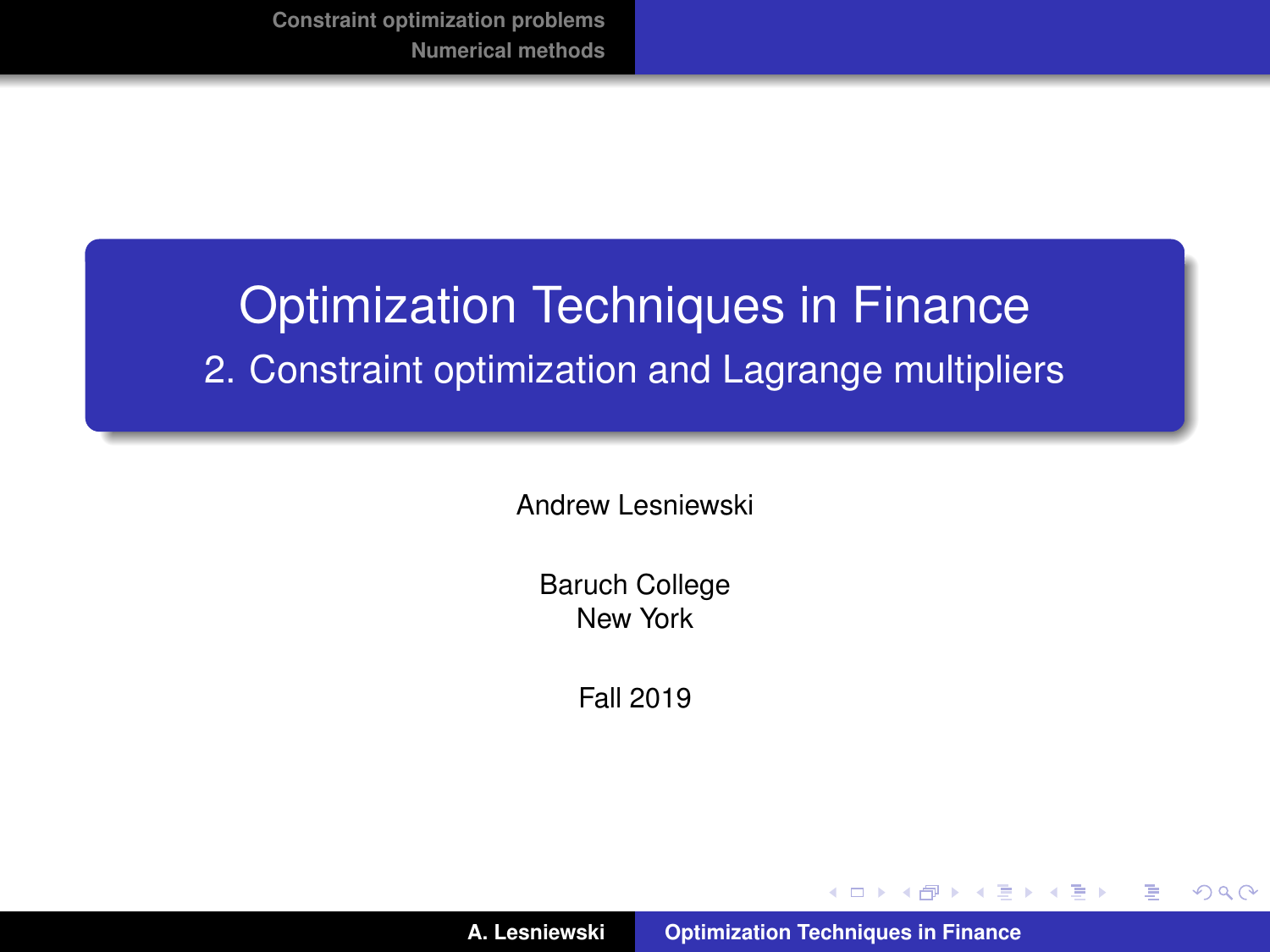# Optimization Techniques in Finance

## 2. Constraint optimization and Lagrange multipliers

Andrew Lesniewski

Baruch College
New York

Fall 2019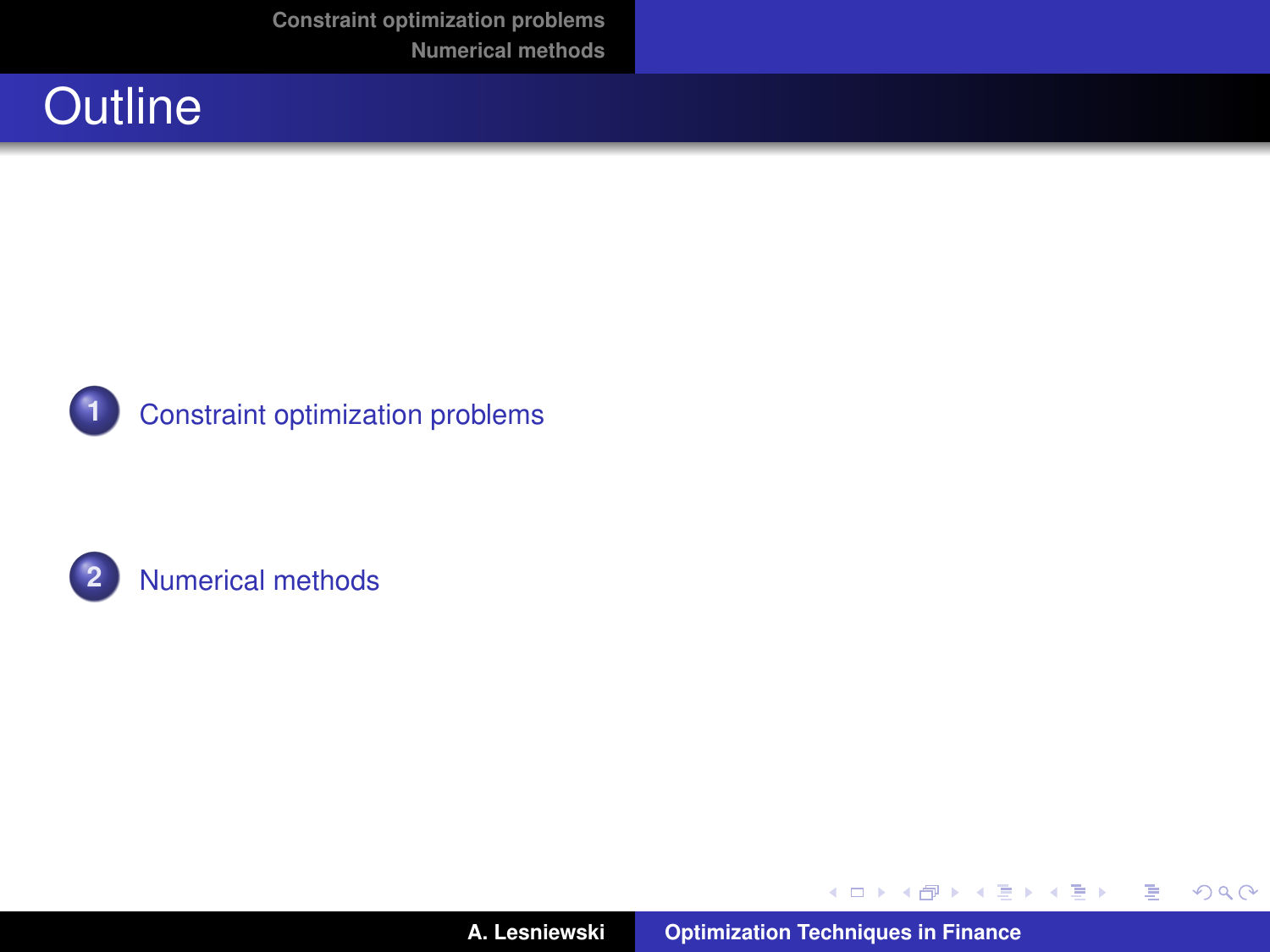# Outline

1. Constraint optimization problems

2. Numerical methods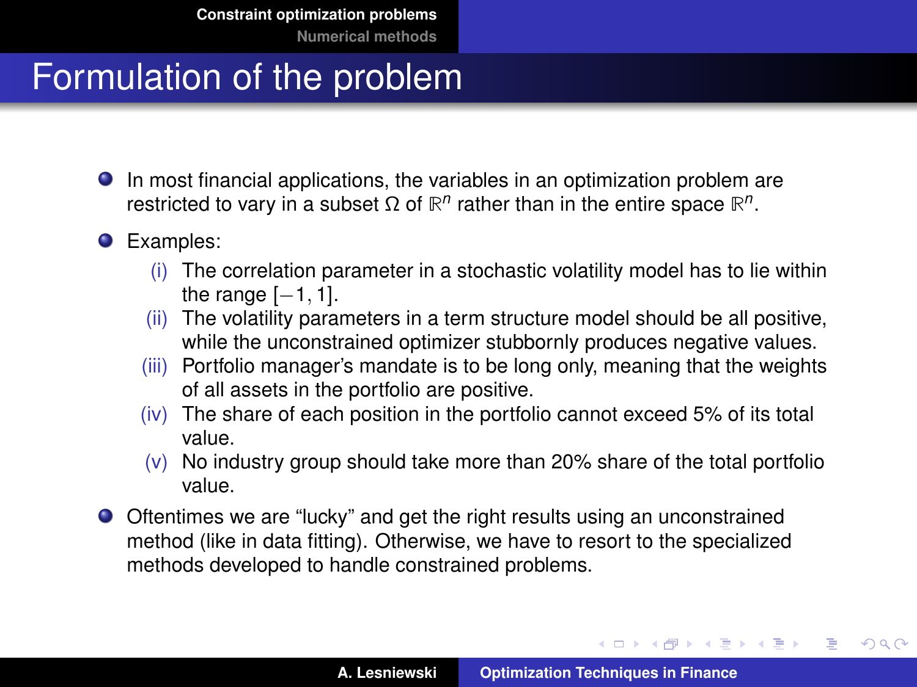# Formulation of the problem

- In most financial applications, the variables in an optimization problem are restricted to vary in a subset $\Omega$ of $\mathbb{R}^n$ rather than in the entire space $\mathbb{R}^n$.
- Examples:
  - (i) The correlation parameter in a stochastic volatility model has to lie within the range $[-1, 1]$.
  - (ii) The volatility parameters in a term structure model should be all positive, while the unconstrained optimizer stubbornly produces negative values.
  - (iii) Portfolio manager's mandate is to be long only, meaning that the weights of all assets in the portfolio are positive.
  - (iv) The share of each position in the portfolio cannot exceed 5% of its total value.
  - (v) No industry group should take more than 20% share of the total portfolio value.
- Oftentimes we are "lucky" and get the right results using an unconstrained method (like in data fitting). Otherwise, we have to resort to the specialized methods developed to handle constrained problems.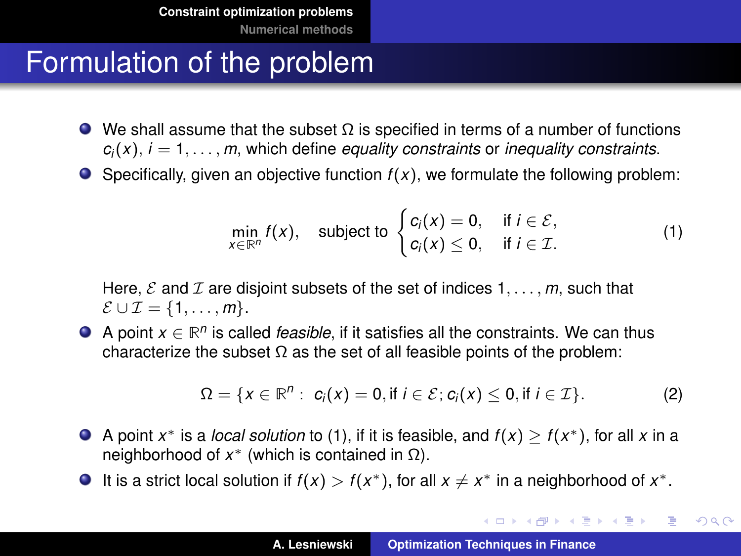# Formulation of the problem

- We shall assume that the subset $\Omega$ is specified in terms of a number of functions $c_i(x)$, $i = 1, \ldots, m$, which define *equality constraints* or *inequality constraints*.
- Specifically, given an objective function $f(x)$, we formulate the following problem:

$$\min_{x \in \mathbb{R}^n} f(x), \quad \text{subject to} \begin{cases} c_i(x) = 0, & \text{if } i \in \mathcal{E}, \\ c_i(x) \leq 0, & \text{if } i \in \mathcal{I}. \end{cases} \tag{1}$$

  Here, $\mathcal{E}$ and $\mathcal{I}$ are disjoint subsets of the set of indices $1, \ldots, m$, such that $\mathcal{E} \cup \mathcal{I} = \{1, \ldots, m\}$.
- A point $x \in \mathbb{R}^n$ is called *feasible*, if it satisfies all the constraints. We can thus characterize the subset $\Omega$ as the set of all feasible points of the problem:

$$\Omega = \{x \in \mathbb{R}^n : \; c_i(x) = 0, \text{if } i \in \mathcal{E}; c_i(x) \leq 0, \text{if } i \in \mathcal{I}\}. \tag{2}$$

- A point $x^*$ is a *local solution* to (1), if it is feasible, and $f(x) \geq f(x^*)$, for all $x$ in a neighborhood of $x^*$ (which is contained in $\Omega$).
- It is a strict local solution if $f(x) > f(x^*)$, for all $x \neq x^*$ in a neighborhood of $x^*$.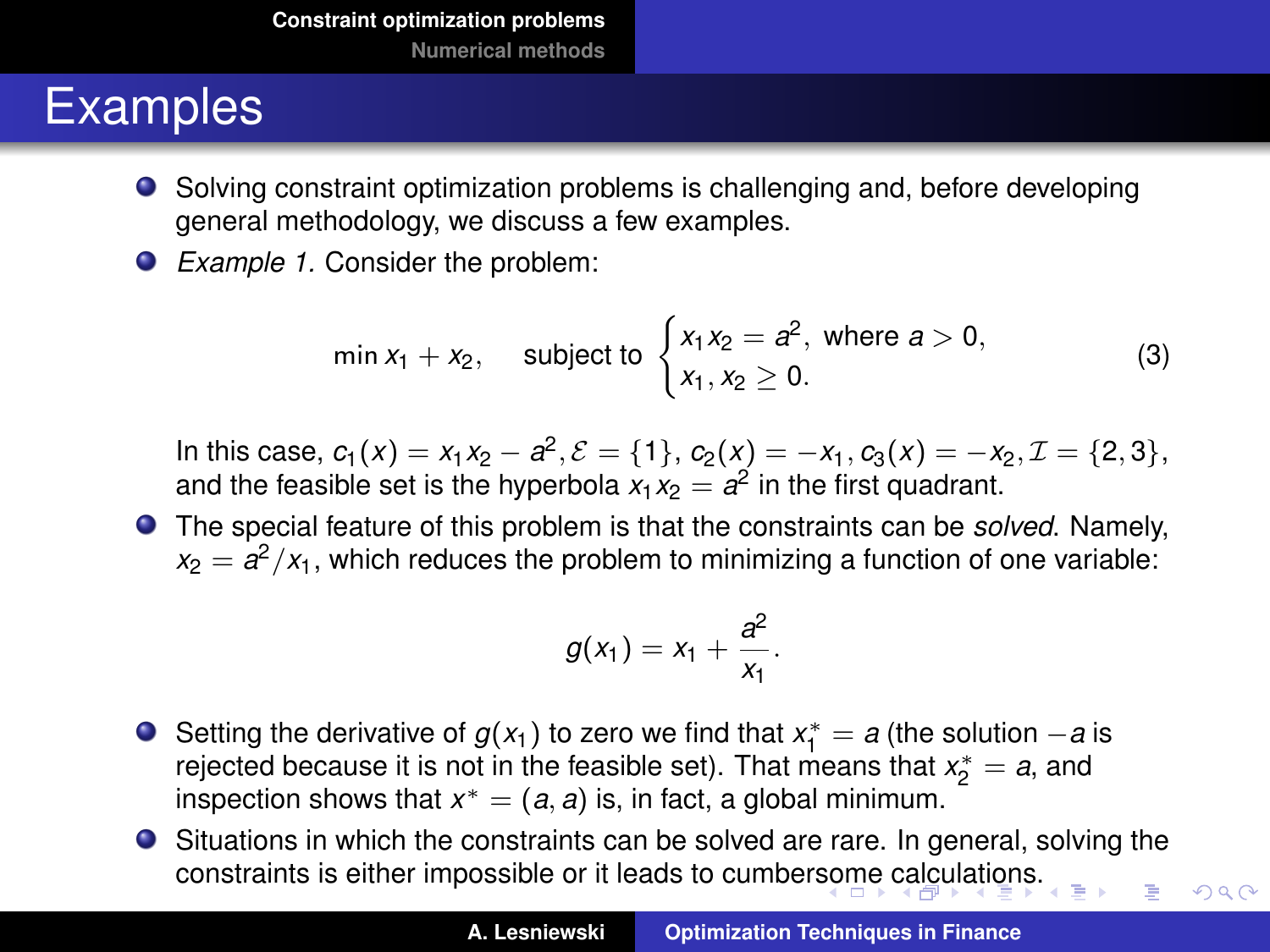# Examples

- Solving constraint optimization problems is challenging and, before developing general methodology, we discuss a few examples.
- *Example 1.* Consider the problem:

$$\min x_1 + x_2, \quad \text{subject to } \begin{cases} x_1 x_2 = a^2, \text{ where } a > 0, \\ x_1, x_2 \geq 0. \end{cases} \tag{3}$$

  In this case, $c_1(x) = x_1 x_2 - a^2, \mathcal{E} = \{1\}$, $c_2(x) = -x_1, c_3(x) = -x_2, \mathcal{I} = \{2, 3\}$, and the feasible set is the hyperbola $x_1 x_2 = a^2$ in the first quadrant.

- The special feature of this problem is that the constraints can be *solved*. Namely, $x_2 = a^2/x_1$, which reduces the problem to minimizing a function of one variable:

$$g(x_1) = x_1 + \frac{a^2}{x_1}.$$

- Setting the derivative of $g(x_1)$ to zero we find that $x_1^* = a$ (the solution $-a$ is rejected because it is not in the feasible set). That means that $x_2^* = a$, and inspection shows that $x^* = (a, a)$ is, in fact, a global minimum.
- Situations in which the constraints can be solved are rare. In general, solving the constraints is either impossible or it leads to cumbersome calculations.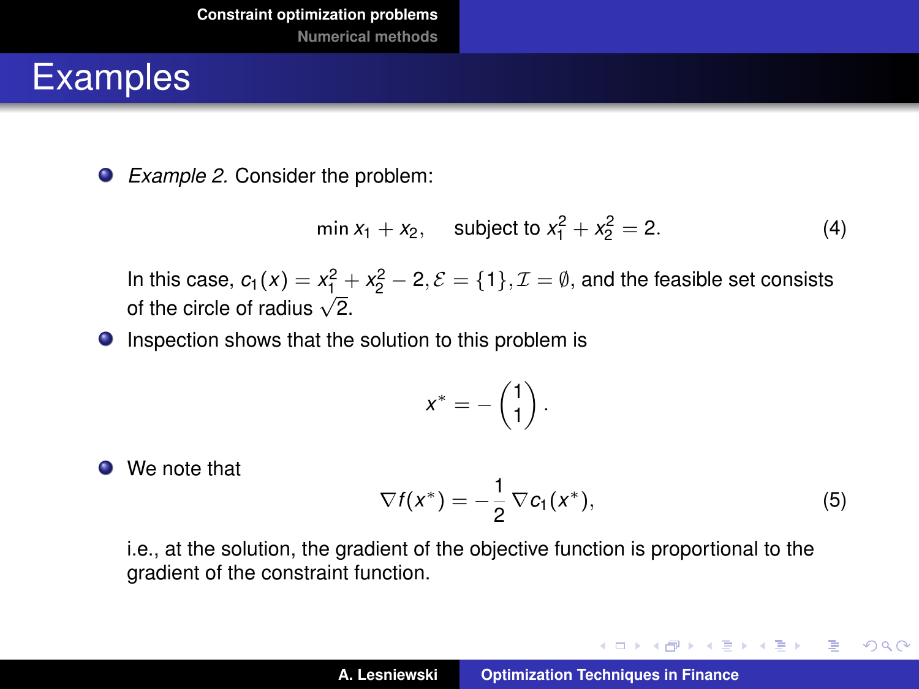# Examples

- *Example 2.* Consider the problem:

$$\min x_1 + x_2, \quad \text{subject to } x_1^2 + x_2^2 = 2. \tag{4}$$

In this case, $c_1(x) = x_1^2 + x_2^2 - 2, \mathcal{E} = \{1\}, \mathcal{I} = \emptyset$, and the feasible set consists of the circle of radius $\sqrt{2}$.

- Inspection shows that the solution to this problem is

$$x^* = -\begin{pmatrix} 1 \\ 1 \end{pmatrix}.$$

- We note that

$$\nabla f(x^*) = -\frac{1}{2} \nabla c_1(x^*), \tag{5}$$

i.e., at the solution, the gradient of the objective function is proportional to the gradient of the constraint function.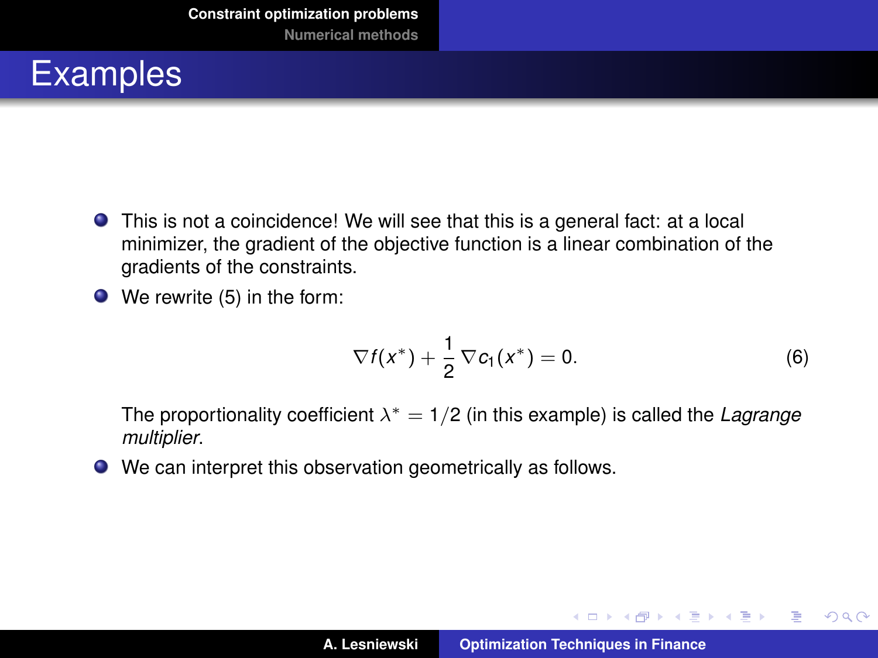# Examples

- This is not a coincidence! We will see that this is a general fact: at a local minimizer, the gradient of the objective function is a linear combination of the gradients of the constraints.
- We rewrite (5) in the form:

$$\nabla f(x^*) + \frac{1}{2}\nabla c_1(x^*) = 0. \tag{6}$$

  The proportionality coefficient $\lambda^* = 1/2$ (in this example) is called the *Lagrange multiplier*.
- We can interpret this observation geometrically as follows.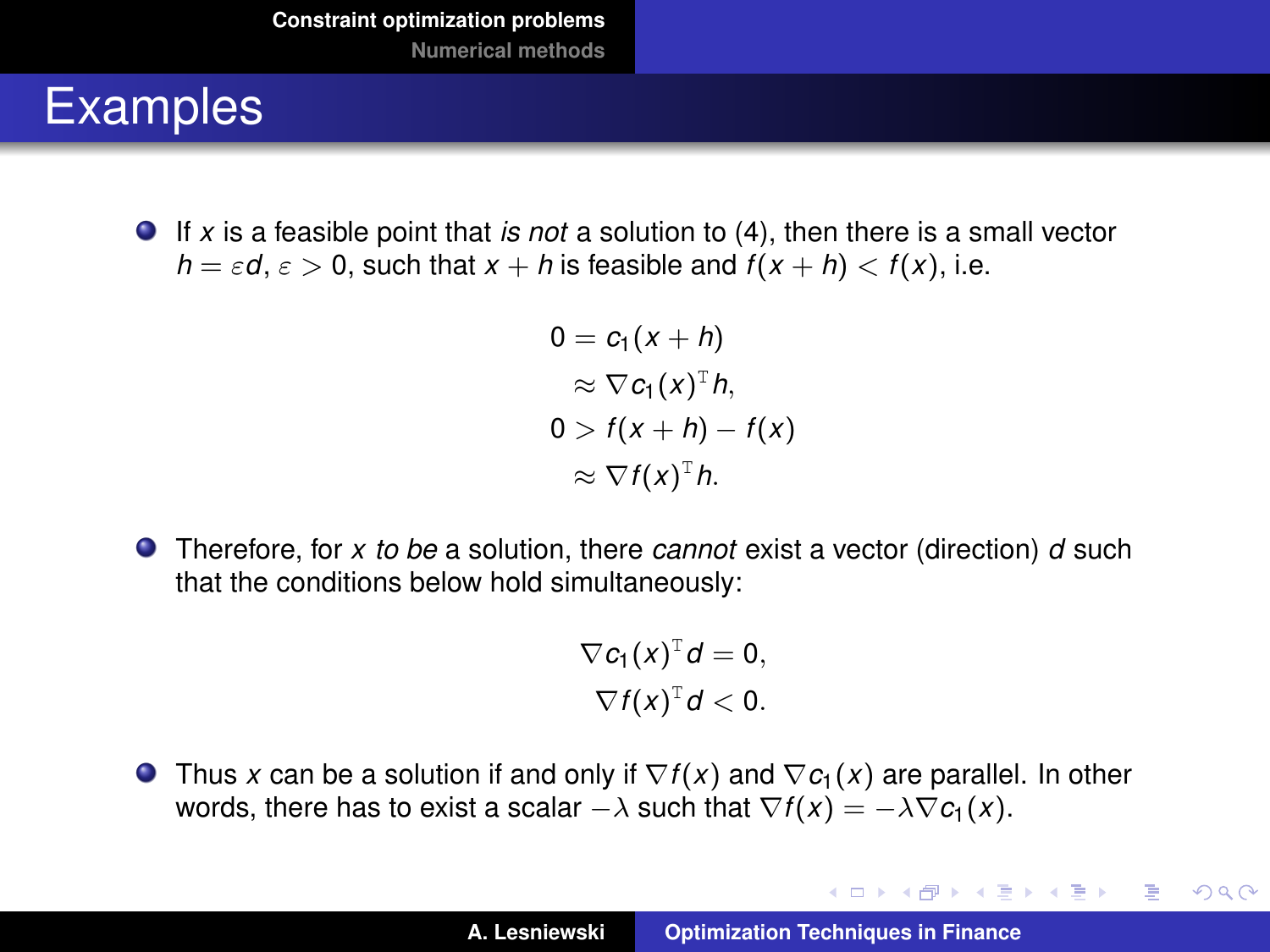# Examples

- If $x$ is a feasible point that *is not* a solution to (4), then there is a small vector $h = \varepsilon d$, $\varepsilon > 0$, such that $x + h$ is feasible and $f(x + h) < f(x)$, i.e.

$$
\begin{aligned}
0 &= c_1(x + h) \\
&\approx \nabla c_1(x)^{\mathrm{T}} h, \\
0 &> f(x + h) - f(x) \\
&\approx \nabla f(x)^{\mathrm{T}} h.
\end{aligned}
$$

- Therefore, for $x$ *to be* a solution, there *cannot* exist a vector (direction) $d$ such that the conditions below hold simultaneously:

$$
\begin{aligned}
\nabla c_1(x)^{\mathrm{T}} d &= 0, \\
\nabla f(x)^{\mathrm{T}} d &< 0.
\end{aligned}
$$

- Thus $x$ can be a solution if and only if $\nabla f(x)$ and $\nabla c_1(x)$ are parallel. In other words, there has to exist a scalar $-\lambda$ such that $\nabla f(x) = -\lambda \nabla c_1(x)$.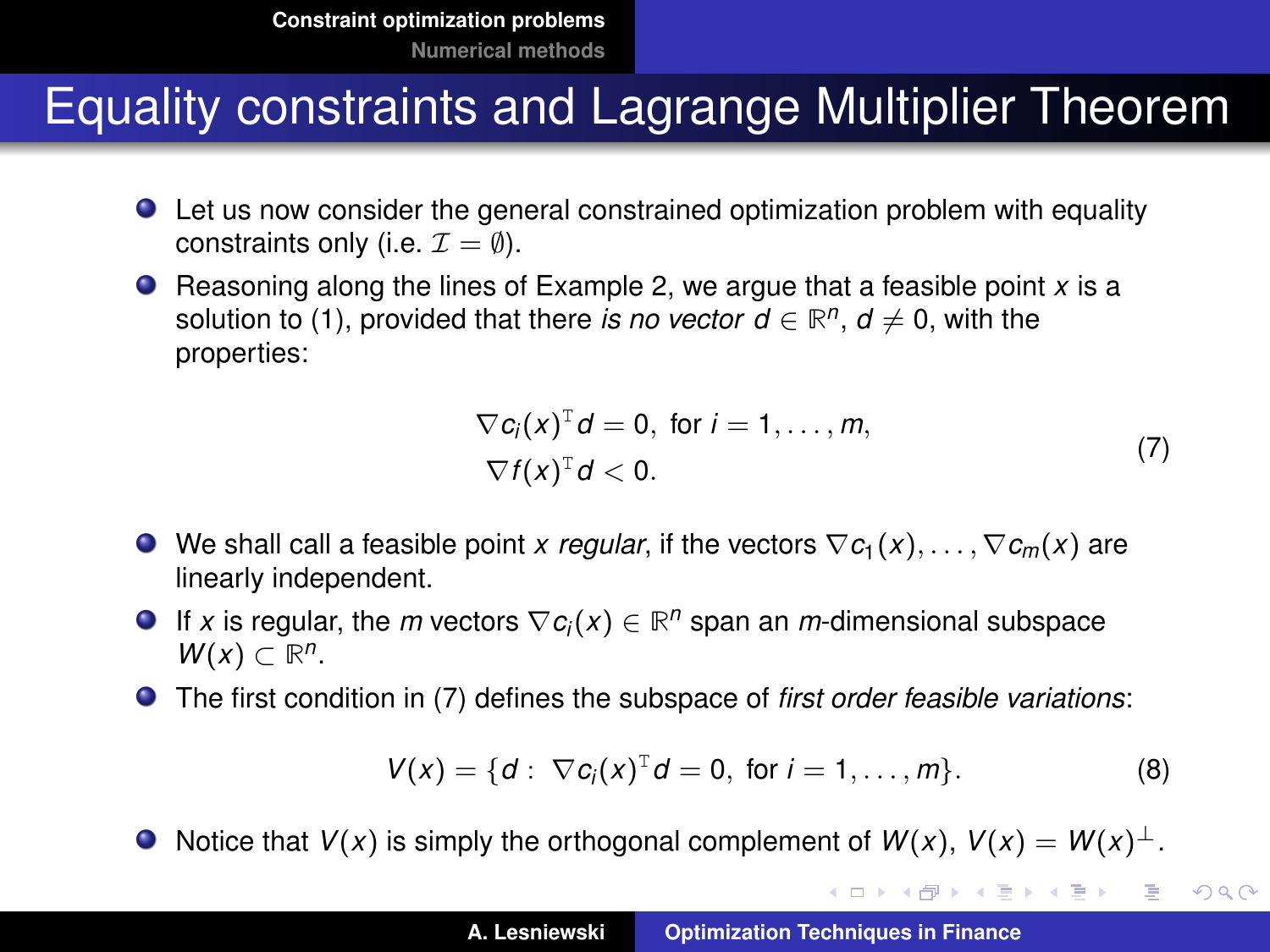# Equality constraints and Lagrange Multiplier Theorem

- Let us now consider the general constrained optimization problem with equality constraints only (i.e. $\mathcal{I} = \emptyset$).
- Reasoning along the lines of Example 2, we argue that a feasible point $x$ is a solution to (1), provided that there *is no vector* $d \in \mathbb{R}^n$, $d \neq 0$, with the properties:

$$
\begin{aligned}
\nabla c_i(x)^{\mathrm{T}} d &= 0, \text{ for } i = 1, \ldots, m, \\
\nabla f(x)^{\mathrm{T}} d &< 0.
\end{aligned}
\tag{7}
$$

- We shall call a feasible point $x$ *regular*, if the vectors $\nabla c_1(x), \ldots, \nabla c_m(x)$ are linearly independent.
- If $x$ is regular, the $m$ vectors $\nabla c_i(x) \in \mathbb{R}^n$ span an $m$-dimensional subspace $W(x) \subset \mathbb{R}^n$.
- The first condition in (7) defines the subspace of *first order feasible variations*:

$$
V(x) = \{d : \ \nabla c_i(x)^{\mathrm{T}} d = 0, \text{ for } i = 1, \ldots, m\}. \tag{8}
$$

- Notice that $V(x)$ is simply the orthogonal complement of $W(x)$, $V(x) = W(x)^{\perp}$.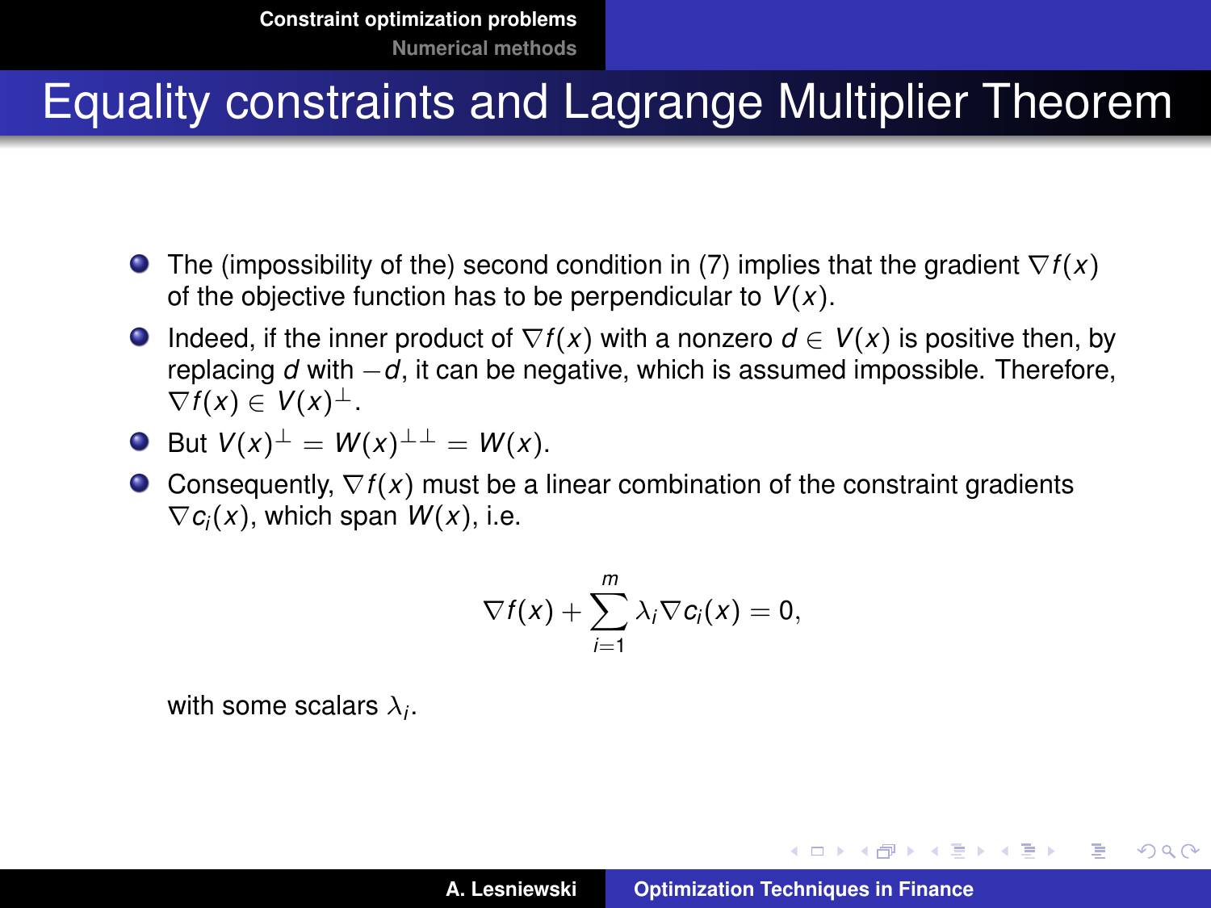# Equality constraints and Lagrange Multiplier Theorem

- The (impossibility of the) second condition in (7) implies that the gradient $\nabla f(x)$ of the objective function has to be perpendicular to $V(x)$.
- Indeed, if the inner product of $\nabla f(x)$ with a nonzero $d \in V(x)$ is positive then, by replacing $d$ with $-d$, it can be negative, which is assumed impossible. Therefore, $\nabla f(x) \in V(x)^{\perp}$.
- But $V(x)^{\perp} = W(x)^{\perp\perp} = W(x)$.
- Consequently, $\nabla f(x)$ must be a linear combination of the constraint gradients $\nabla c_i(x)$, which span $W(x)$, i.e.

$$\nabla f(x) + \sum_{i=1}^{m} \lambda_i \nabla c_i(x) = 0,$$

with some scalars $\lambda_i$.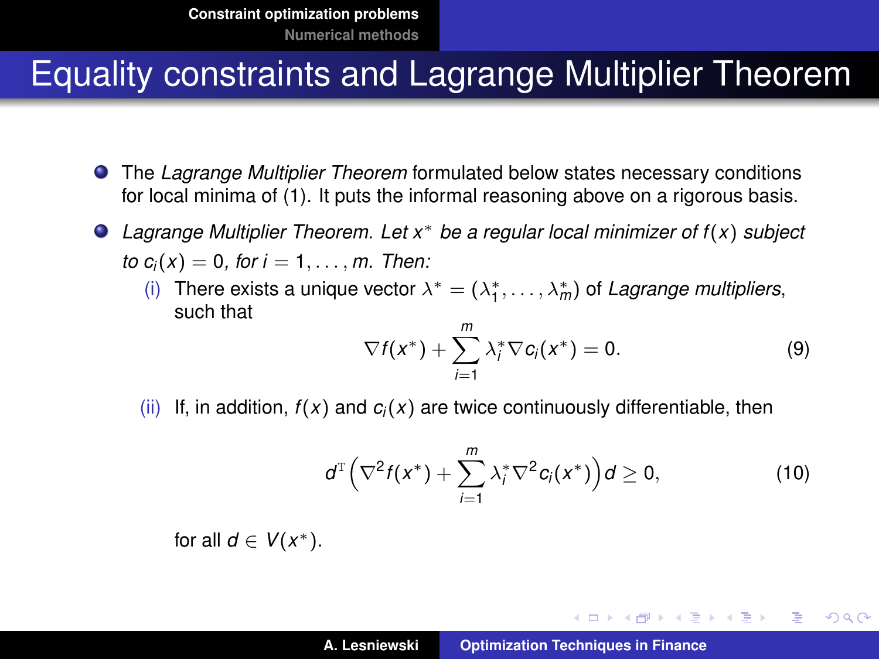# Equality constraints and Lagrange Multiplier Theorem

- The *Lagrange Multiplier Theorem* formulated below states necessary conditions for local minima of (1). It puts the informal reasoning above on a rigorous basis.
- *Lagrange Multiplier Theorem. Let $x^*$ be a regular local minimizer of $f(x)$ subject to $c_i(x) = 0$, for $i = 1, \ldots, m$. Then:*
  - (i) There exists a unique vector $\lambda^* = (\lambda_1^*, \ldots, \lambda_m^*)$ of *Lagrange multipliers*, such that

$$\nabla f(x^*) + \sum_{i=1}^{m} \lambda_i^* \nabla c_i(x^*) = 0. \tag{9}$$

  - (ii) If, in addition, $f(x)$ and $c_i(x)$ are twice continuously differentiable, then

$$d^{\mathrm{T}} \Big( \nabla^2 f(x^*) + \sum_{i=1}^{m} \lambda_i^* \nabla^2 c_i(x^*) \Big) d \geq 0, \tag{10}$$

    for all $d \in V(x^*)$.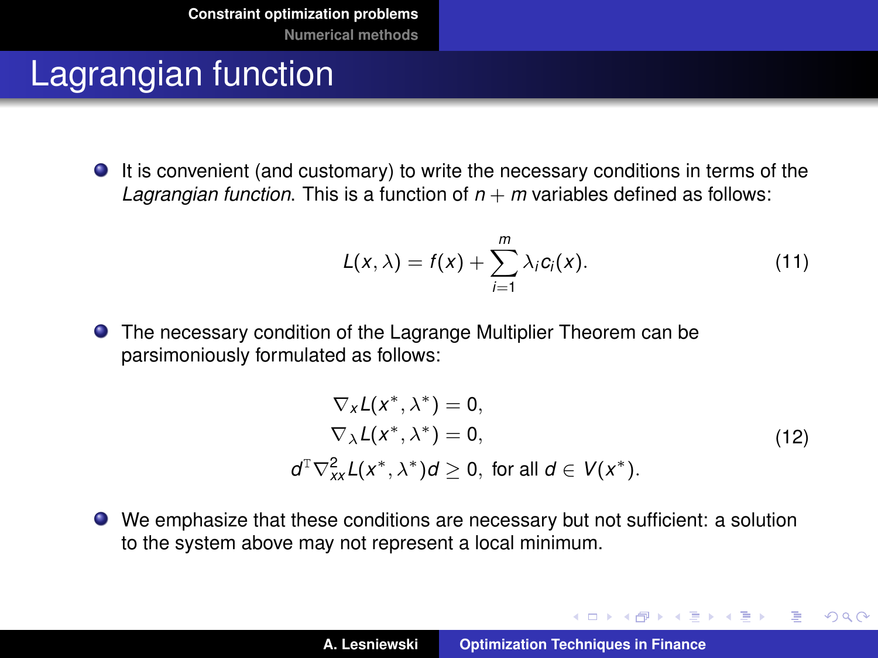# Lagrangian function

- It is convenient (and customary) to write the necessary conditions in terms of the *Lagrangian function*. This is a function of $n + m$ variables defined as follows:

$$L(x, \lambda) = f(x) + \sum_{i=1}^{m} \lambda_i c_i(x). \tag{11}$$

- The necessary condition of the Lagrange Multiplier Theorem can be parsimoniously formulated as follows:

$$\begin{aligned} \nabla_x L(x^*, \lambda^*) &= 0, \\ \nabla_\lambda L(x^*, \lambda^*) &= 0, \\ d^{\mathrm{T}} \nabla^2_{xx} L(x^*, \lambda^*) d &\geq 0, \text{ for all } d \in V(x^*). \end{aligned} \tag{12}$$

- We emphasize that these conditions are necessary but not sufficient: a solution to the system above may not represent a local minimum.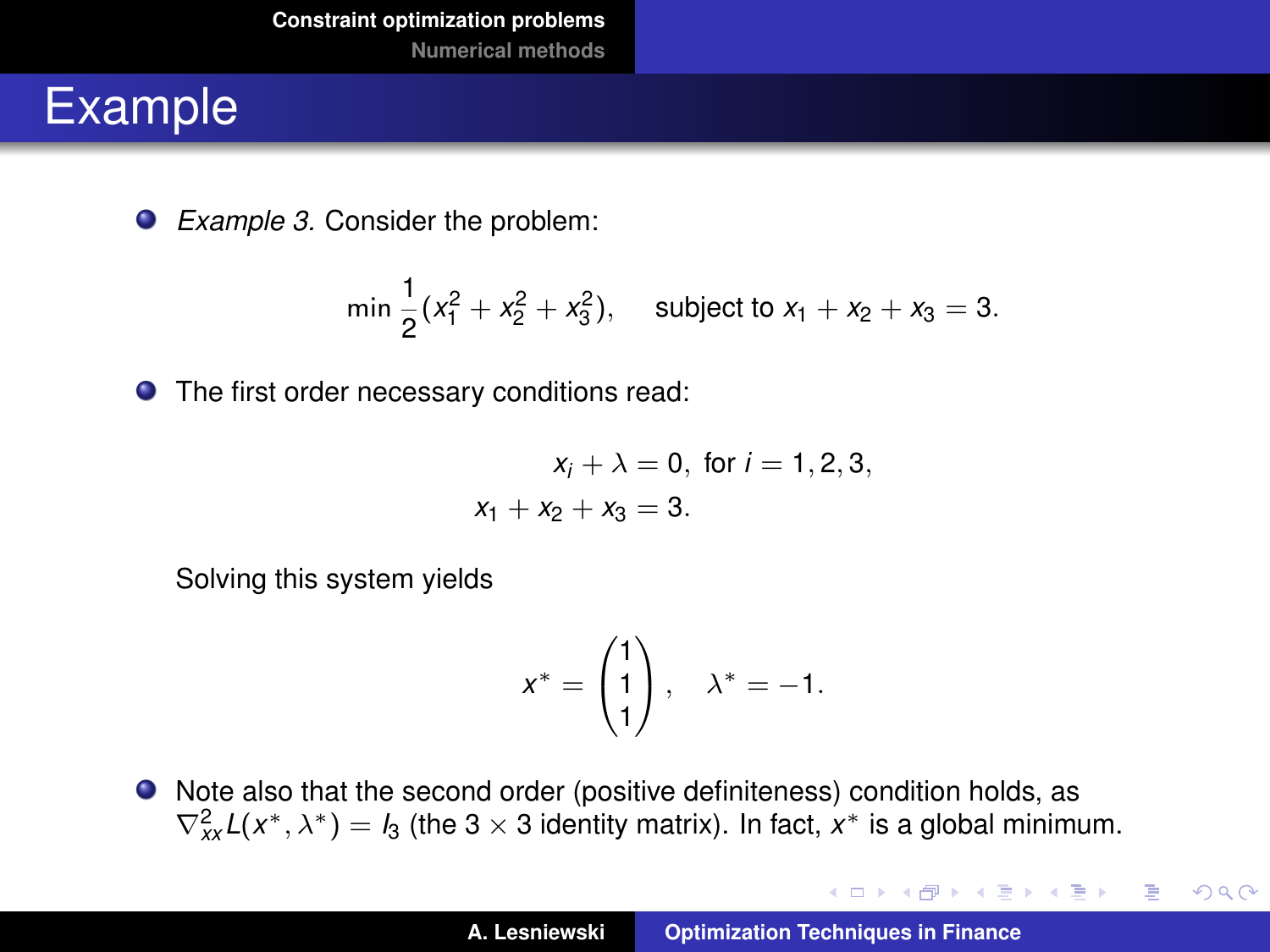# Example

- *Example 3.* Consider the problem:

$$\min \frac{1}{2}(x_1^2 + x_2^2 + x_3^2), \quad \text{subject to } x_1 + x_2 + x_3 = 3.$$

- The first order necessary conditions read:

$$\begin{aligned} x_i + \lambda &= 0, \text{ for } i = 1, 2, 3, \\ x_1 + x_2 + x_3 &= 3. \end{aligned}$$

  Solving this system yields

$$x^* = \begin{pmatrix} 1 \\ 1 \\ 1 \end{pmatrix}, \quad \lambda^* = -1.$$

- Note also that the second order (positive definiteness) condition holds, as $\nabla^2_{xx} L(x^*, \lambda^*) = I_3$ (the $3 \times 3$ identity matrix). In fact, $x^*$ is a global minimum.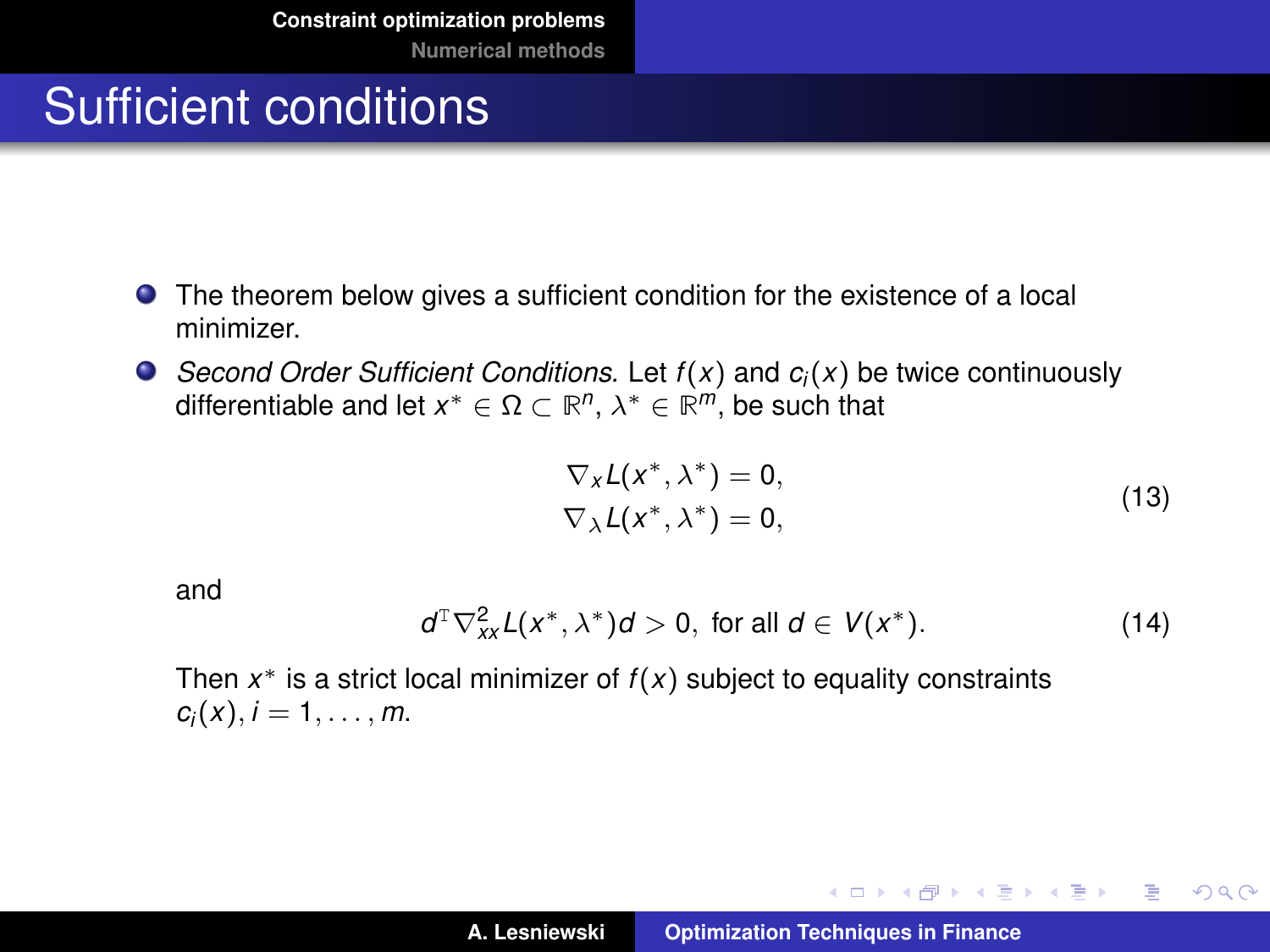# Sufficient conditions

- The theorem below gives a sufficient condition for the existence of a local minimizer.
- *Second Order Sufficient Conditions.* Let $f(x)$ and $c_i(x)$ be twice continuously differentiable and let $x^* \in \Omega \subset \mathbb{R}^n$, $\lambda^* \in \mathbb{R}^m$, be such that

$$\begin{aligned} \nabla_x L(x^*, \lambda^*) &= 0, \\ \nabla_\lambda L(x^*, \lambda^*) &= 0, \end{aligned} \tag{13}$$

and

$$d^{\mathrm{T}} \nabla^2_{xx} L(x^*, \lambda^*) d > 0, \text{ for all } d \in V(x^*). \tag{14}$$

Then $x^*$ is a strict local minimizer of $f(x)$ subject to equality constraints $c_i(x), i = 1, \ldots, m$.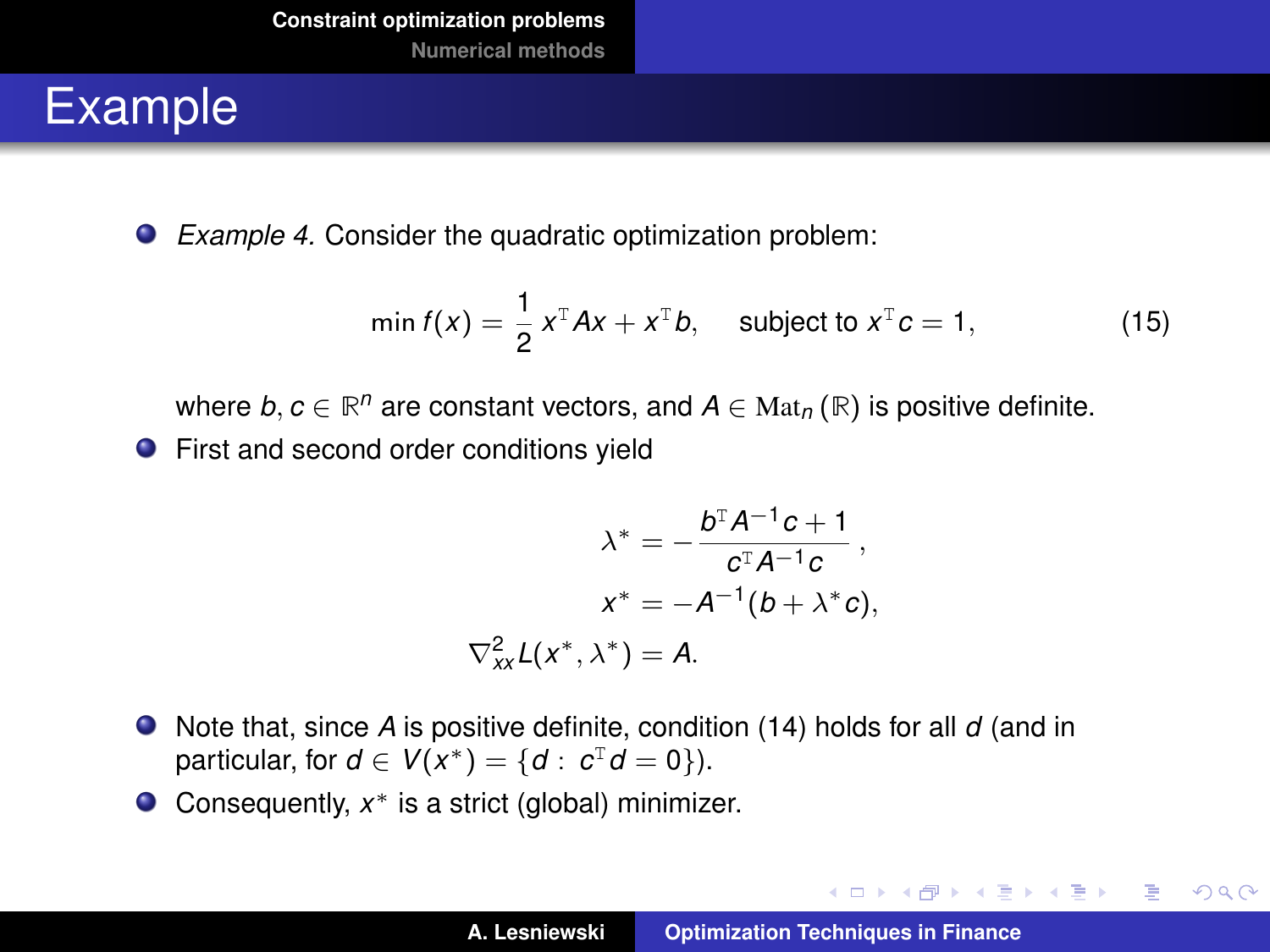# Example

- *Example 4.* Consider the quadratic optimization problem:

$$\min f(x) = \frac{1}{2} x^{\mathrm{T}} A x + x^{\mathrm{T}} b, \quad \text{subject to } x^{\mathrm{T}} c = 1, \tag{15}$$

  where $b, c \in \mathbb{R}^n$ are constant vectors, and $A \in \mathrm{Mat}_n(\mathbb{R})$ is positive definite.

- First and second order conditions yield

$$\begin{aligned} \lambda^* &= -\frac{b^{\mathrm{T}} A^{-1} c + 1}{c^{\mathrm{T}} A^{-1} c}, \\ x^* &= -A^{-1}(b + \lambda^* c), \\ \nabla^2_{xx} L(x^*, \lambda^*) &= A. \end{aligned}$$

- Note that, since $A$ is positive definite, condition (14) holds for all $d$ (and in particular, for $d \in V(x^*) = \{d : \ c^{\mathrm{T}} d = 0\}$).
- Consequently, $x^*$ is a strict (global) minimizer.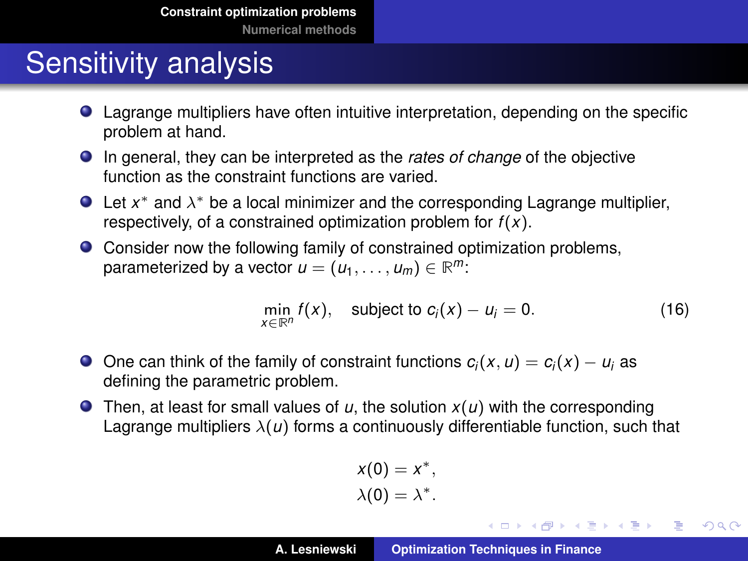# Sensitivity analysis

- Lagrange multipliers have often intuitive interpretation, depending on the specific problem at hand.
- In general, they can be interpreted as the *rates of change* of the objective function as the constraint functions are varied.
- Let $x^*$ and $\lambda^*$ be a local minimizer and the corresponding Lagrange multiplier, respectively, of a constrained optimization problem for $f(x)$.
- Consider now the following family of constrained optimization problems, parameterized by a vector $u = (u_1, \ldots, u_m) \in \mathbb{R}^m$:

$$\min_{x \in \mathbb{R}^n} f(x), \quad \text{subject to } c_i(x) - u_i = 0. \tag{16}$$

- One can think of the family of constraint functions $c_i(x, u) = c_i(x) - u_i$ as defining the parametric problem.
- Then, at least for small values of $u$, the solution $x(u)$ with the corresponding Lagrange multipliers $\lambda(u)$ forms a continuously differentiable function, such that

$$\begin{aligned} x(0) &= x^*, \\ \lambda(0) &= \lambda^*. \end{aligned}$$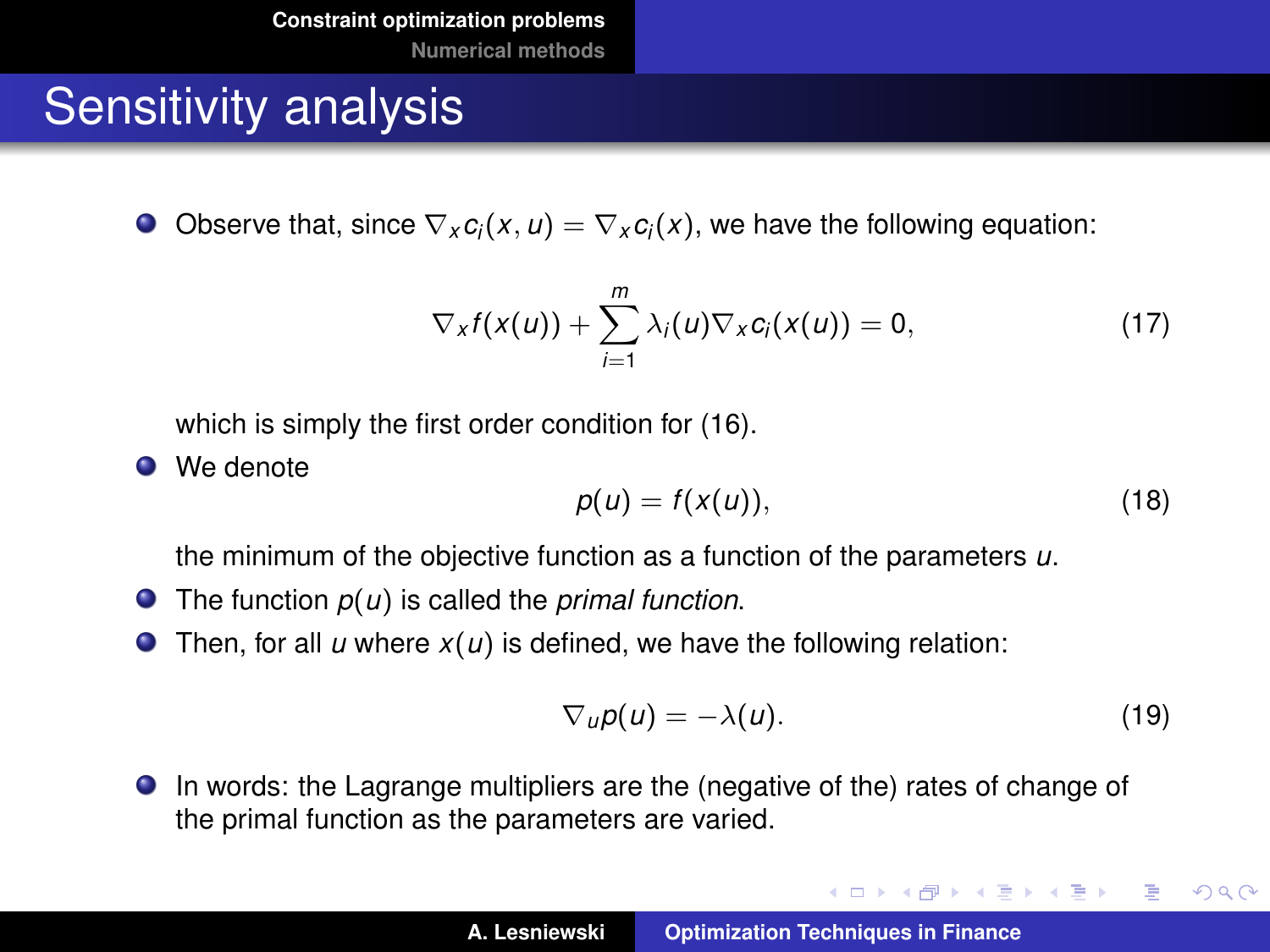# Sensitivity analysis

- Observe that, since $\nabla_x c_i(x, u) = \nabla_x c_i(x)$, we have the following equation:

$$\nabla_x f(x(u)) + \sum_{i=1}^{m} \lambda_i(u) \nabla_x c_i(x(u)) = 0, \tag{17}$$

  which is simply the first order condition for (16).

- We denote

$$p(u) = f(x(u)), \tag{18}$$

  the minimum of the objective function as a function of the parameters $u$.

- The function $p(u)$ is called the *primal function*.
- Then, for all $u$ where $x(u)$ is defined, we have the following relation:

$$\nabla_u p(u) = -\lambda(u). \tag{19}$$

- In words: the Lagrange multipliers are the (negative of the) rates of change of the primal function as the parameters are varied.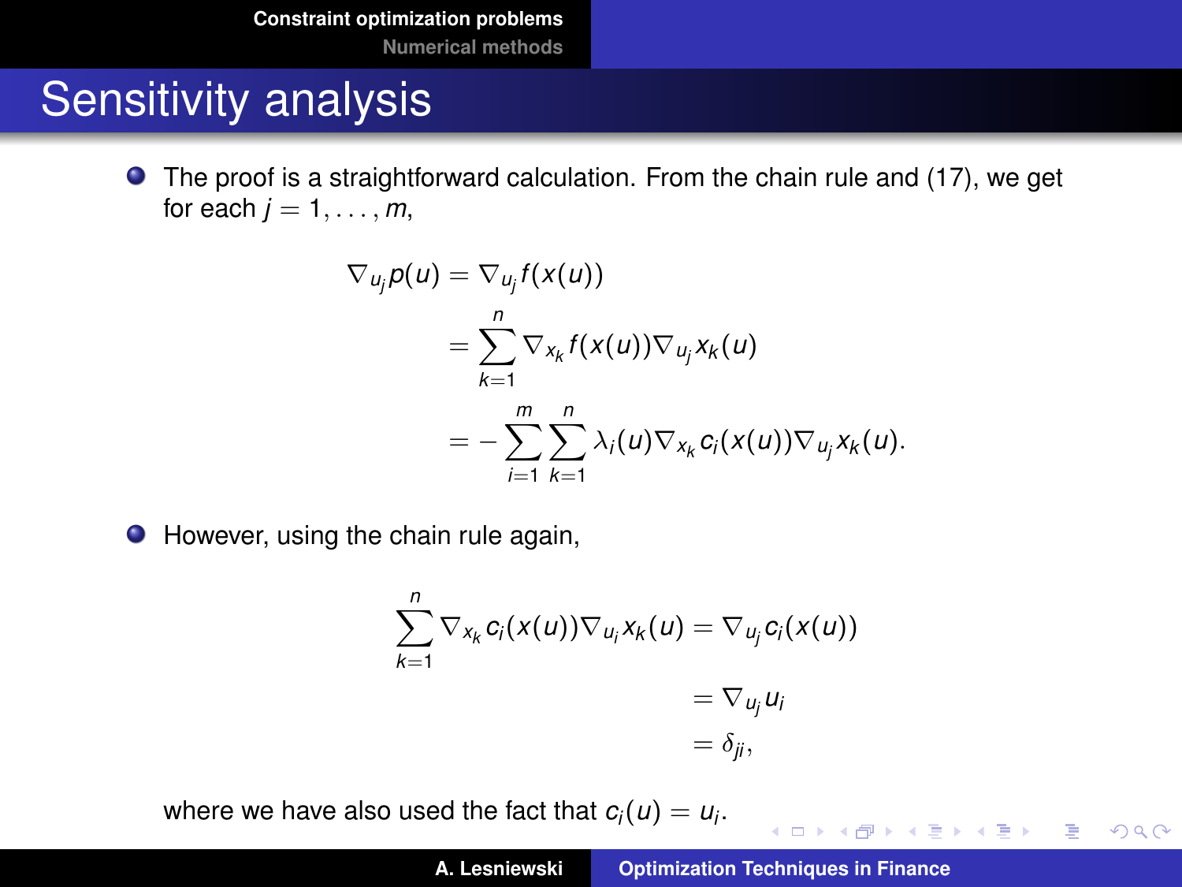# Sensitivity analysis

- The proof is a straightforward calculation. From the chain rule and (17), we get for each $j = 1, \ldots, m$,

$$
\begin{aligned}
\nabla_{u_j} p(u) &= \nabla_{u_j} f(x(u)) \\
&= \sum_{k=1}^{n} \nabla_{x_k} f(x(u)) \nabla_{u_j} x_k(u) \\
&= -\sum_{i=1}^{m} \sum_{k=1}^{n} \lambda_i(u) \nabla_{x_k} c_i(x(u)) \nabla_{u_j} x_k(u).
\end{aligned}
$$

- However, using the chain rule again,

$$
\begin{aligned}
\sum_{k=1}^{n} \nabla_{x_k} c_i(x(u)) \nabla_{u_i} x_k(u) &= \nabla_{u_j} c_i(x(u)) \\
&= \nabla_{u_j} u_i \\
&= \delta_{ji},
\end{aligned}
$$

where we have also used the fact that $c_i(u) = u_i$.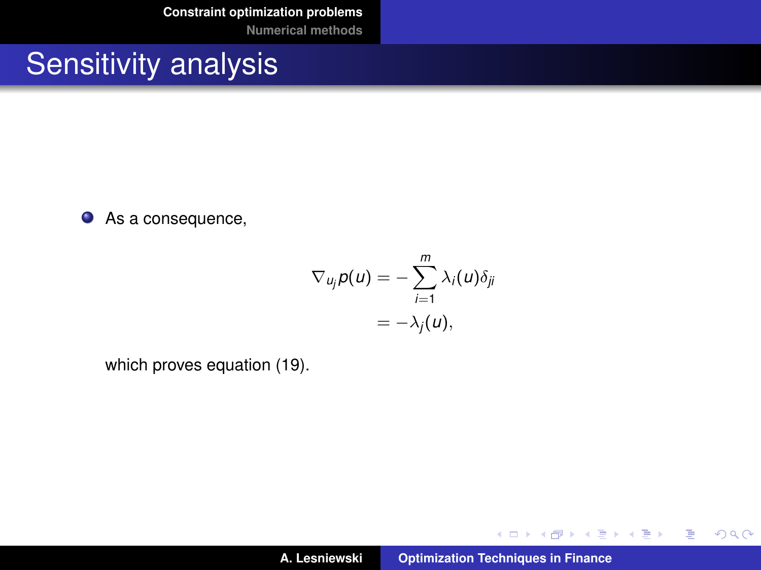# Sensitivity analysis

- As a consequence,

$$\begin{aligned}\nabla_{u_j} p(u) &= -\sum_{i=1}^{m} \lambda_i(u)\delta_{ji} \\ &= -\lambda_j(u),\end{aligned}$$

  which proves equation (19).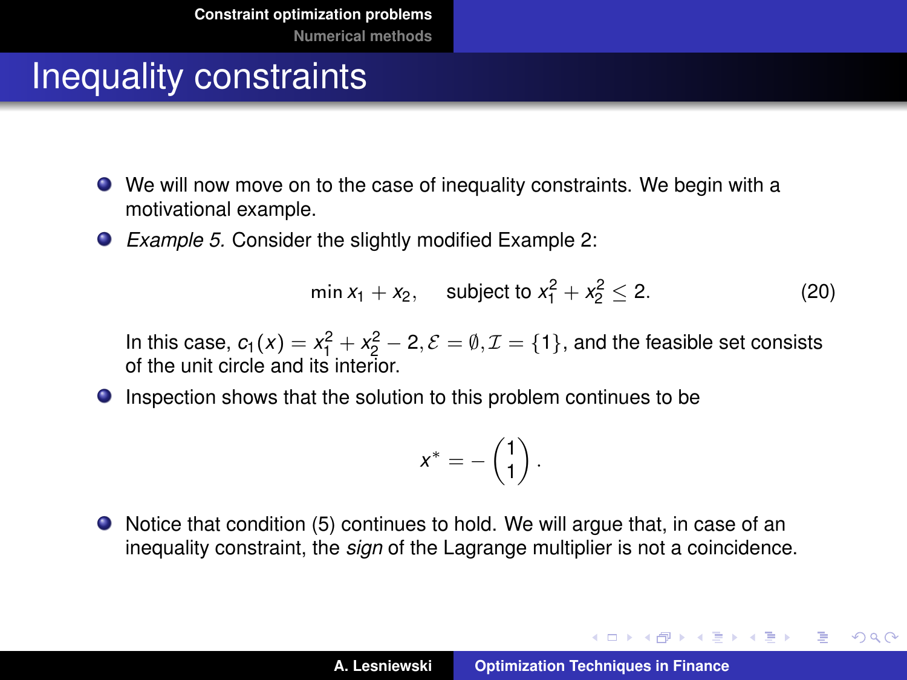# Inequality constraints

- We will now move on to the case of inequality constraints. We begin with a motivational example.
- *Example 5.* Consider the slightly modified Example 2:

$$\min x_1 + x_2, \quad \text{subject to } x_1^2 + x_2^2 \leq 2. \tag{20}$$

In this case, $c_1(x) = x_1^2 + x_2^2 - 2, \mathcal{E} = \emptyset, \mathcal{I} = \{1\}$, and the feasible set consists of the unit circle and its interior.

- Inspection shows that the solution to this problem continues to be

$$x^* = -\begin{pmatrix} 1 \\ 1 \end{pmatrix}.$$

- Notice that condition (5) continues to hold. We will argue that, in case of an inequality constraint, the *sign* of the Lagrange multiplier is not a coincidence.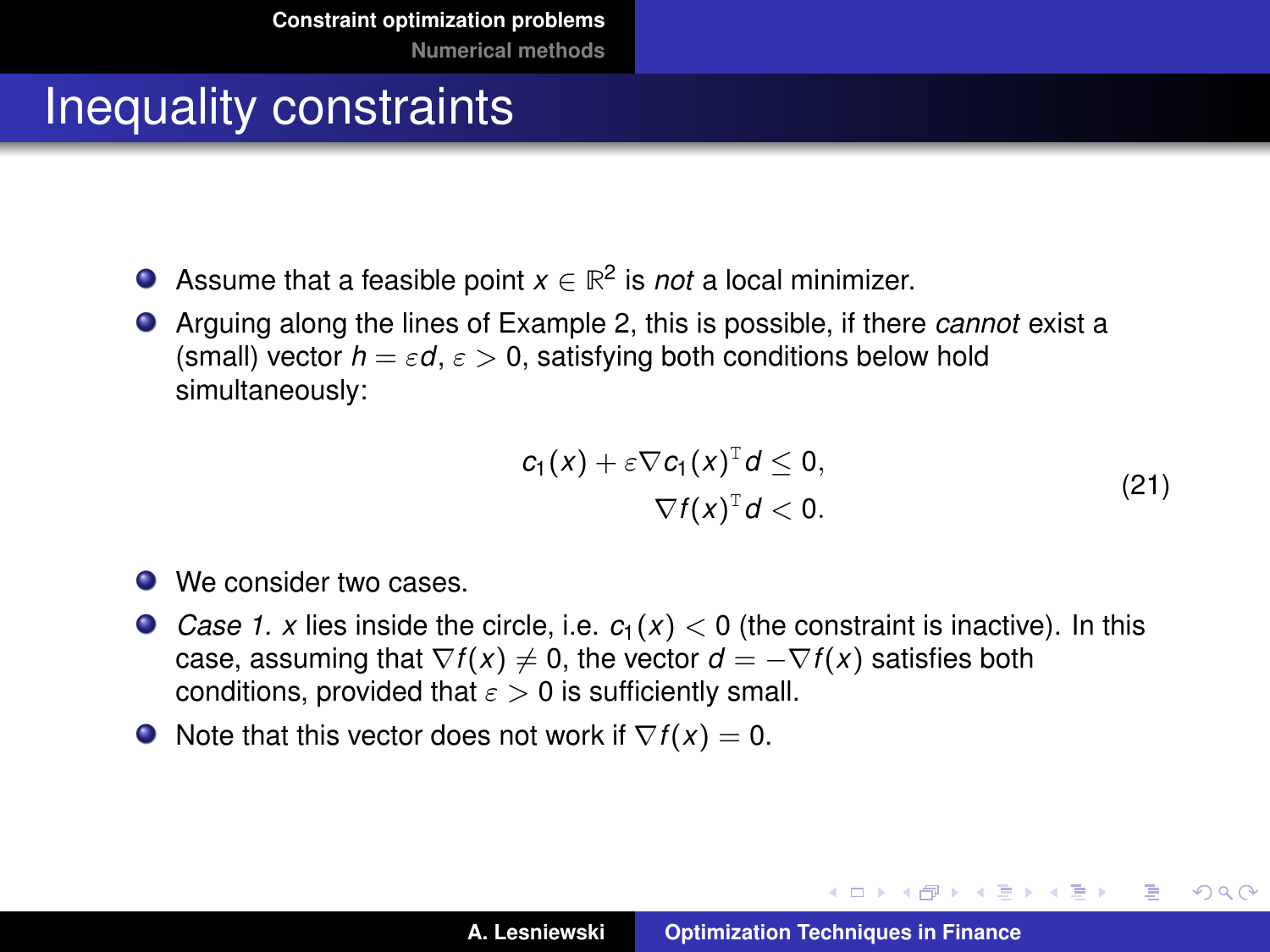# Inequality constraints

- Assume that a feasible point $x \in \mathbb{R}^2$ is *not* a local minimizer.
- Arguing along the lines of Example 2, this is possible, if there *cannot* exist a (small) vector $h = \varepsilon d$, $\varepsilon > 0$, satisfying both conditions below hold simultaneously:

$$
\begin{aligned}
c_1(x) + \varepsilon \nabla c_1(x)^{\mathrm{T}} d &\leq 0, \\
\nabla f(x)^{\mathrm{T}} d &< 0.
\end{aligned}
\tag{21}
$$

- We consider two cases.
- *Case 1.* $x$ lies inside the circle, i.e. $c_1(x) < 0$ (the constraint is inactive). In this case, assuming that $\nabla f(x) \neq 0$, the vector $d = -\nabla f(x)$ satisfies both conditions, provided that $\varepsilon > 0$ is sufficiently small.
- Note that this vector does not work if $\nabla f(x) = 0$.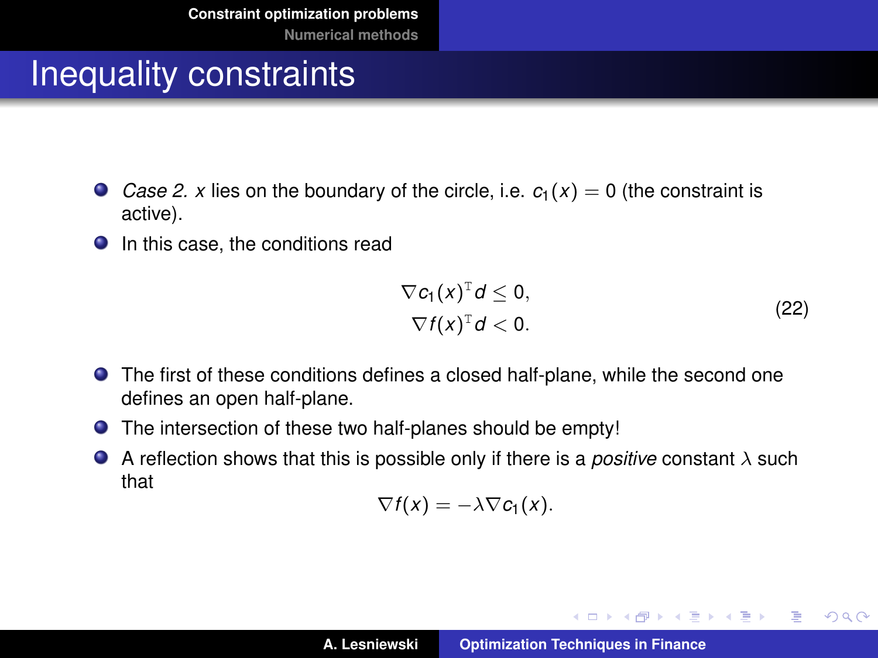# Inequality constraints

- *Case 2.* $x$ lies on the boundary of the circle, i.e. $c_1(x) = 0$ (the constraint is active).
- In this case, the conditions read

$$
\begin{aligned}
\nabla c_1(x)^{\mathrm{T}} d &\leq 0, \\
\nabla f(x)^{\mathrm{T}} d &< 0.
\end{aligned}
\tag{22}
$$

- The first of these conditions defines a closed half-plane, while the second one defines an open half-plane.
- The intersection of these two half-planes should be empty!
- A reflection shows that this is possible only if there is a *positive* constant $\lambda$ such that

$$
\nabla f(x) = -\lambda \nabla c_1(x).
$$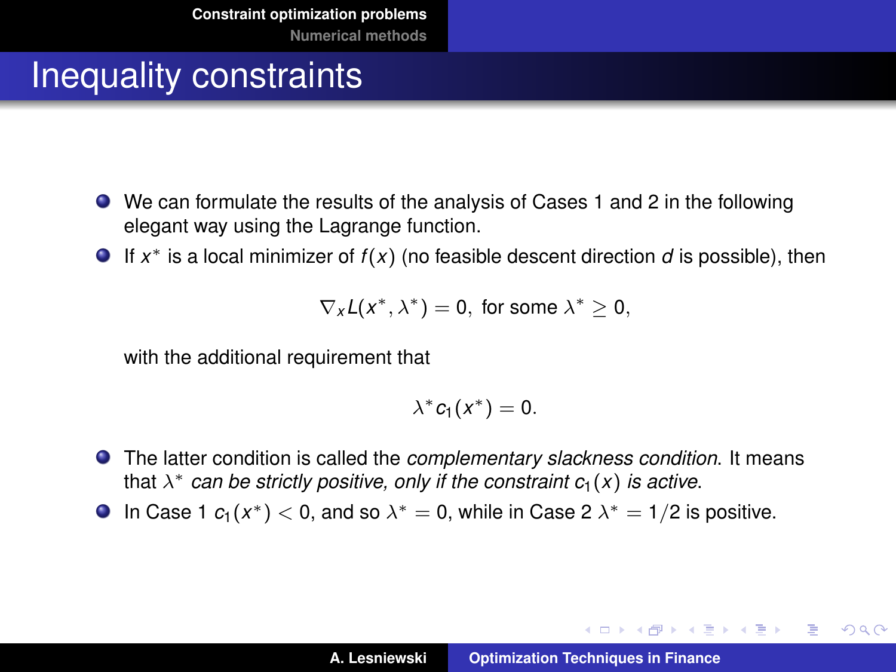# Inequality constraints

- We can formulate the results of the analysis of Cases 1 and 2 in the following elegant way using the Lagrange function.
- If $x^*$ is a local minimizer of $f(x)$ (no feasible descent direction $d$ is possible), then

$$\nabla_x L(x^*, \lambda^*) = 0, \text{ for some } \lambda^* \geq 0,$$

  with the additional requirement that

$$\lambda^* c_1(x^*) = 0.$$

- The latter condition is called the *complementary slackness condition*. It means that $\lambda^*$ *can be strictly positive, only if the constraint* $c_1(x)$ *is active*.
- In Case 1 $c_1(x^*) < 0$, and so $\lambda^* = 0$, while in Case 2 $\lambda^* = 1/2$ is positive.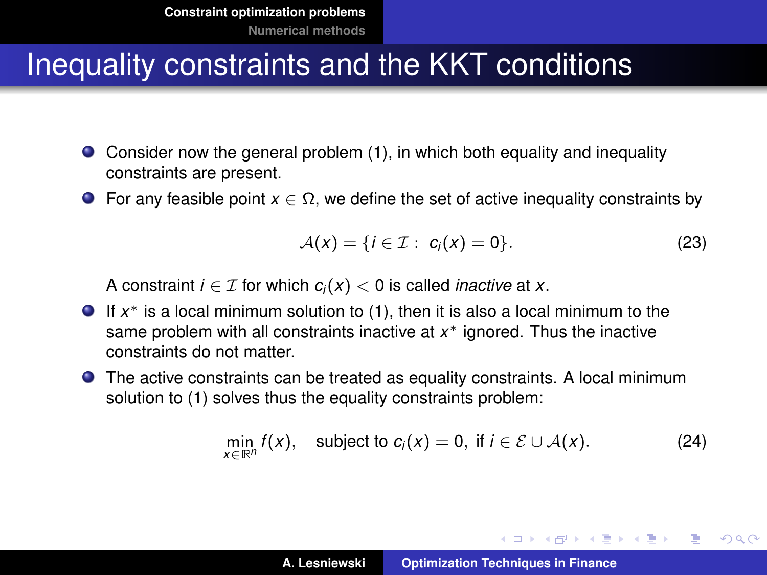# Inequality constraints and the KKT conditions

- Consider now the general problem (1), in which both equality and inequality constraints are present.
- For any feasible point $x \in \Omega$, we define the set of active inequality constraints by

$$\mathcal{A}(x) = \{i \in \mathcal{I} : \ c_i(x) = 0\}. \tag{23}$$

  A constraint $i \in \mathcal{I}$ for which $c_i(x) < 0$ is called *inactive* at $x$.
- If $x^*$ is a local minimum solution to (1), then it is also a local minimum to the same problem with all constraints inactive at $x^*$ ignored. Thus the inactive constraints do not matter.
- The active constraints can be treated as equality constraints. A local minimum solution to (1) solves thus the equality constraints problem:

$$\min_{x \in \mathbb{R}^n} f(x), \quad \text{subject to } c_i(x) = 0, \text{ if } i \in \mathcal{E} \cup \mathcal{A}(x). \tag{24}$$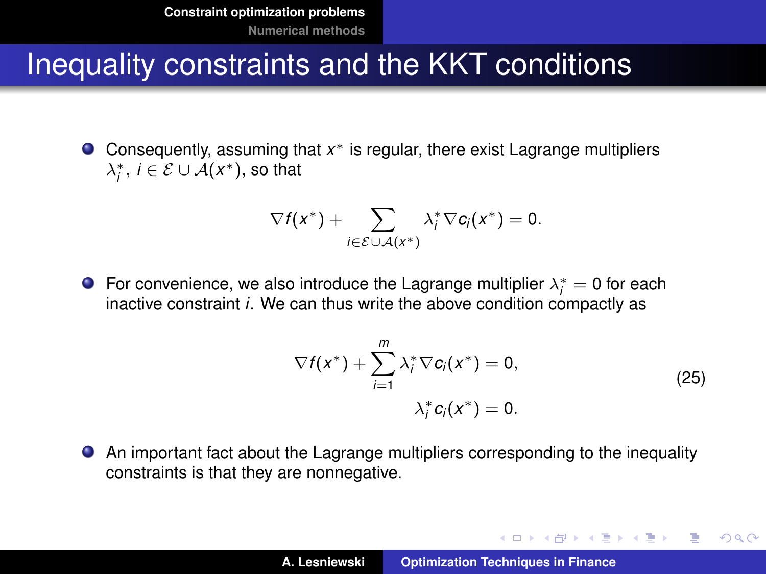# Inequality constraints and the KKT conditions

- Consequently, assuming that $x^*$ is regular, there exist Lagrange multipliers $\lambda_i^*$, $i \in \mathcal{E} \cup \mathcal{A}(x^*)$, so that

$$\nabla f(x^*) + \sum_{i \in \mathcal{E} \cup \mathcal{A}(x^*)} \lambda_i^* \nabla c_i(x^*) = 0.$$

- For convenience, we also introduce the Lagrange multiplier $\lambda_i^* = 0$ for each inactive constraint $i$. We can thus write the above condition compactly as

$$\begin{aligned} \nabla f(x^*) + \sum_{i=1}^{m} \lambda_i^* \nabla c_i(x^*) &= 0, \\ \lambda_i^* c_i(x^*) &= 0. \end{aligned} \tag{25}$$

- An important fact about the Lagrange multipliers corresponding to the inequality constraints is that they are nonnegative.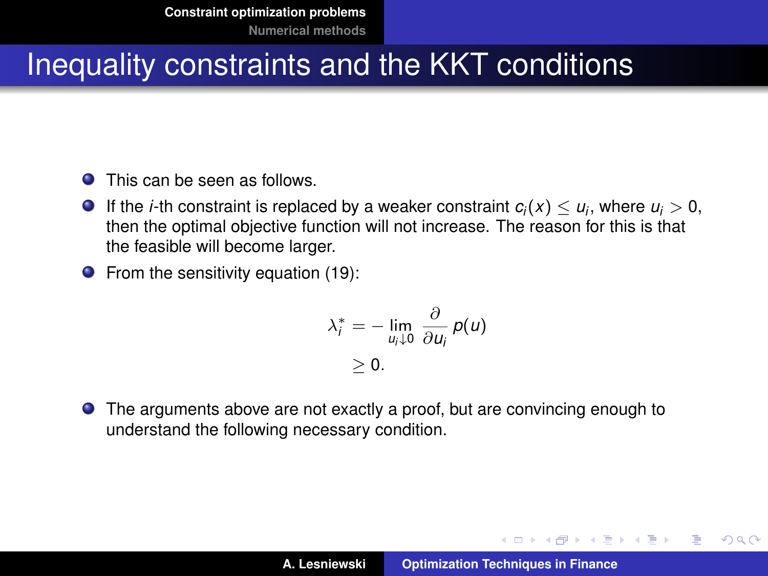# Inequality constraints and the KKT conditions

- This can be seen as follows.
- If the $i$-th constraint is replaced by a weaker constraint $c_i(x) \leq u_i$, where $u_i > 0$, then the optimal objective function will not increase. The reason for this is that the feasible will become larger.
- From the sensitivity equation (19):

$$
\begin{aligned}
\lambda_i^* &= -\lim_{u_i \downarrow 0} \frac{\partial}{\partial u_i} p(u) \\
&\geq 0.
\end{aligned}
$$

- The arguments above are not exactly a proof, but are convincing enough to understand the following necessary condition.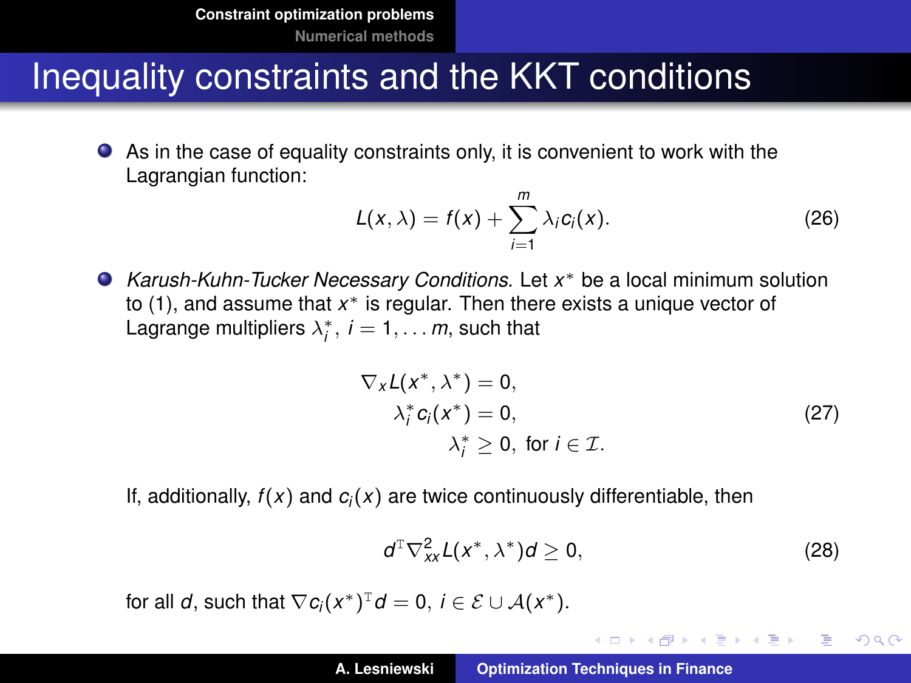# Inequality constraints and the KKT conditions

- As in the case of equality constraints only, it is convenient to work with the Lagrangian function:

$$L(x, \lambda) = f(x) + \sum_{i=1}^{m} \lambda_i c_i(x). \tag{26}$$

- *Karush-Kuhn-Tucker Necessary Conditions.* Let $x^*$ be a local minimum solution to (1), and assume that $x^*$ is regular. Then there exists a unique vector of Lagrange multipliers $\lambda_i^*$, $i = 1, \ldots m$, such that

$$\begin{aligned} \nabla_x L(x^*, \lambda^*) &= 0, \\ \lambda_i^* c_i(x^*) &= 0, \\ \lambda_i^* &\geq 0, \text{ for } i \in \mathcal{I}. \end{aligned} \tag{27}$$

  If, additionally, $f(x)$ and $c_i(x)$ are twice continuously differentiable, then

$$d^{\mathrm{T}} \nabla_{xx}^2 L(x^*, \lambda^*) d \geq 0, \tag{28}$$

  for all $d$, such that $\nabla c_i(x^*)^{\mathrm{T}} d = 0$, $i \in \mathcal{E} \cup \mathcal{A}(x^*)$.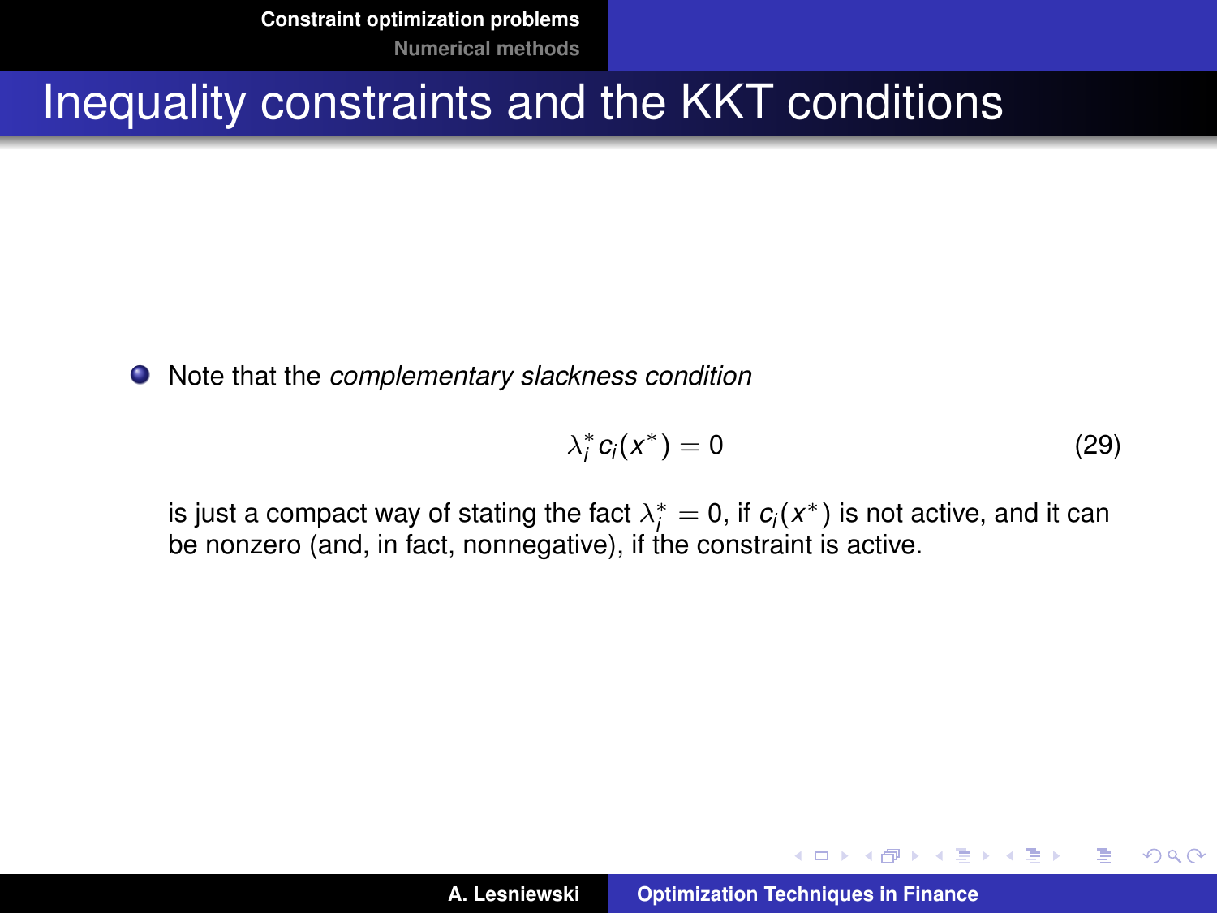# Inequality constraints and the KKT conditions

- Note that the *complementary slackness condition*

$$\lambda_i^* c_i(x^*) = 0 \tag{29}$$

is just a compact way of stating the fact $\lambda_i^* = 0$, if $c_i(x^*)$ is not active, and it can be nonzero (and, in fact, nonnegative), if the constraint is active.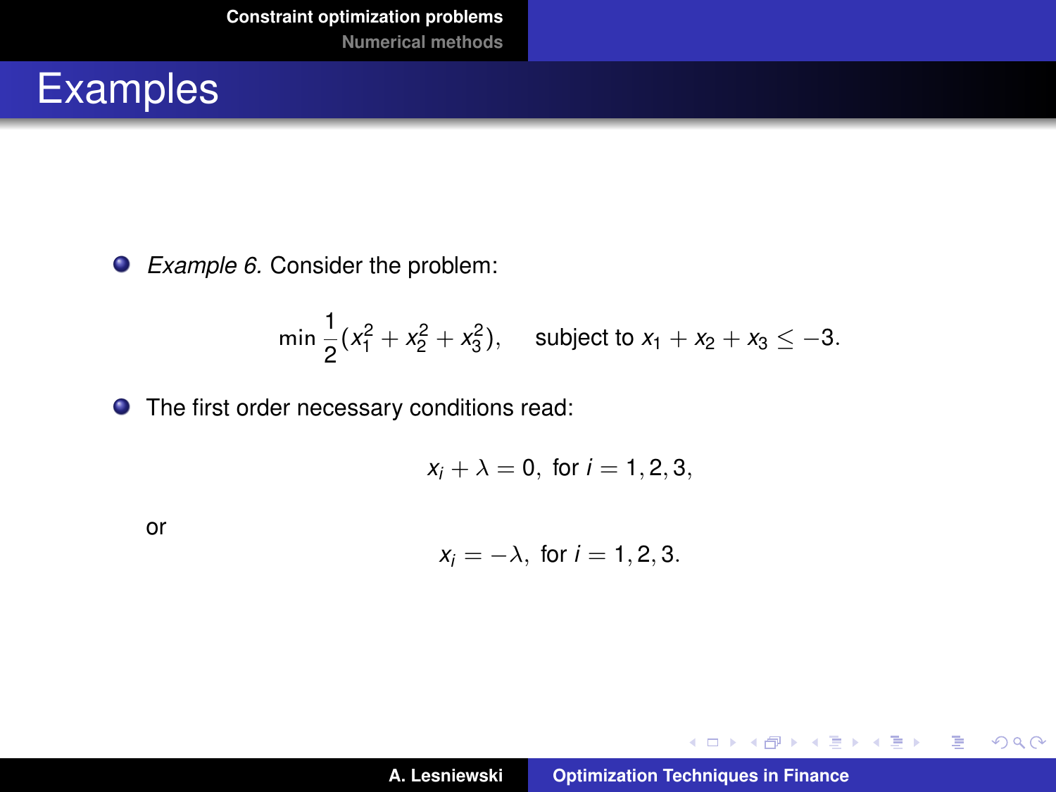# Examples

- *Example 6.* Consider the problem:

$$\min \frac{1}{2}(x_1^2 + x_2^2 + x_3^2), \quad \text{subject to } x_1 + x_2 + x_3 \leq -3.$$

- The first order necessary conditions read:

$$x_i + \lambda = 0, \text{ for } i = 1, 2, 3,$$

or

$$x_i = -\lambda, \text{ for } i = 1, 2, 3.$$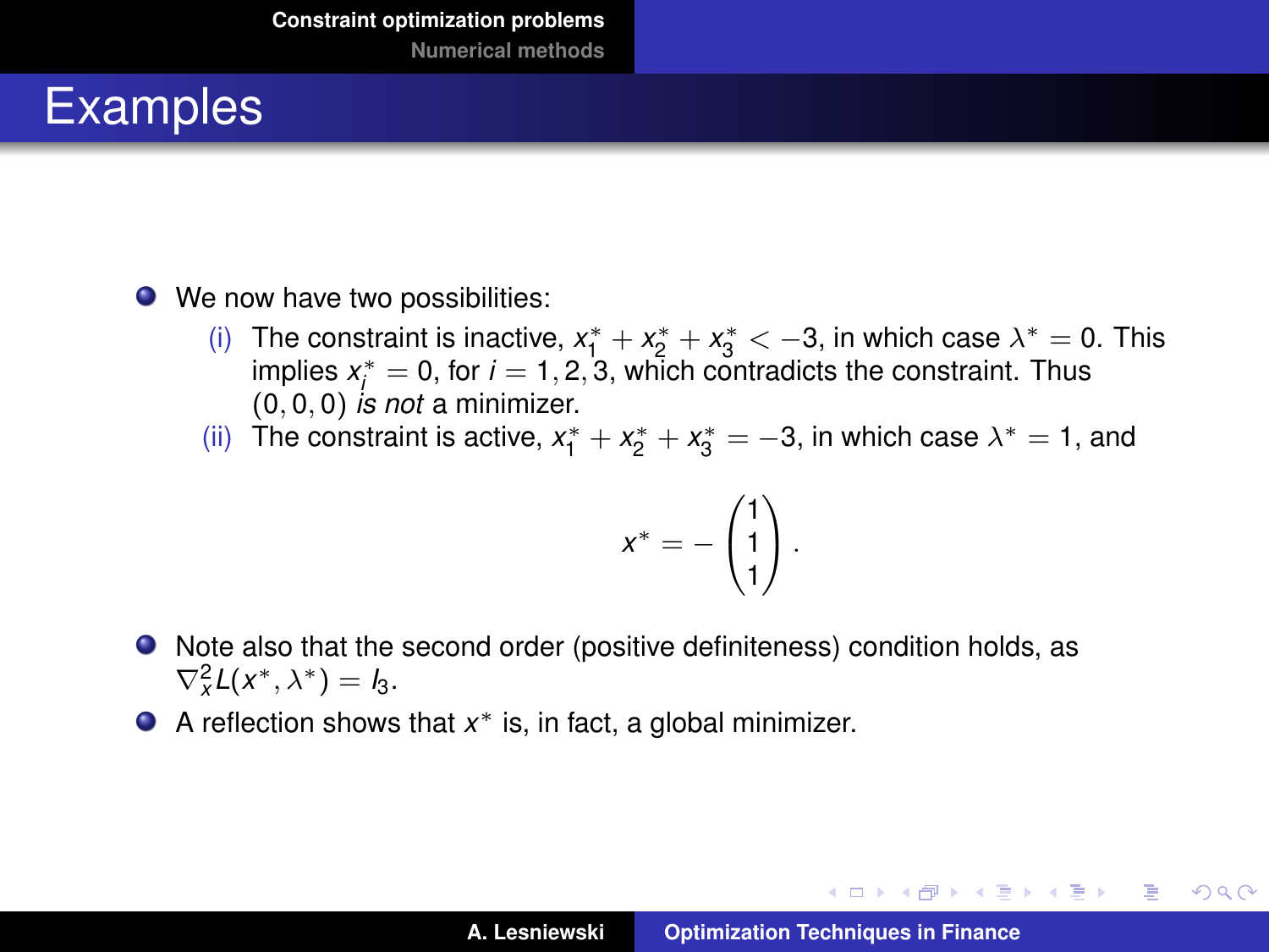# Examples

- We now have two possibilities:
  - (i) The constraint is inactive, $x_1^* + x_2^* + x_3^* < -3$, in which case $\lambda^* = 0$. This implies $x_i^* = 0$, for $i = 1, 2, 3$, which contradicts the constraint. Thus $(0, 0, 0)$ *is not* a minimizer.
  - (ii) The constraint is active, $x_1^* + x_2^* + x_3^* = -3$, in which case $\lambda^* = 1$, and

$$x^* = -\begin{pmatrix} 1 \\ 1 \\ 1 \end{pmatrix}.$$

- Note also that the second order (positive definiteness) condition holds, as $\nabla_x^2 L(x^*, \lambda^*) = I_3$.
- A reflection shows that $x^*$ is, in fact, a global minimizer.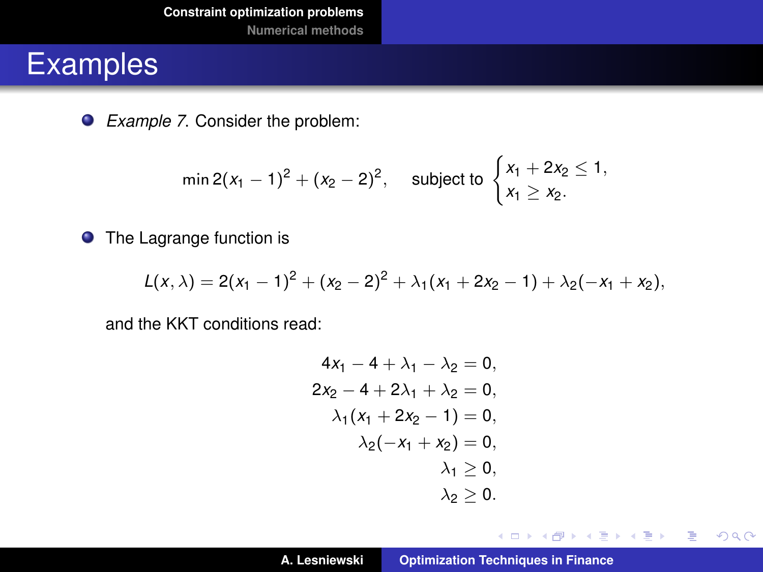# Examples

- *Example 7*. Consider the problem:

$$\min 2(x_1 - 1)^2 + (x_2 - 2)^2, \quad \text{subject to} \begin{cases} x_1 + 2x_2 \leq 1, \\ x_1 \geq x_2. \end{cases}$$

- The Lagrange function is

$$L(x, \lambda) = 2(x_1 - 1)^2 + (x_2 - 2)^2 + \lambda_1(x_1 + 2x_2 - 1) + \lambda_2(-x_1 + x_2),$$

and the KKT conditions read:

$$\begin{aligned} 4x_1 - 4 + \lambda_1 - \lambda_2 &= 0, \\ 2x_2 - 4 + 2\lambda_1 + \lambda_2 &= 0, \\ \lambda_1(x_1 + 2x_2 - 1) &= 0, \\ \lambda_2(-x_1 + x_2) &= 0, \\ \lambda_1 &\geq 0, \\ \lambda_2 &\geq 0. \end{aligned}$$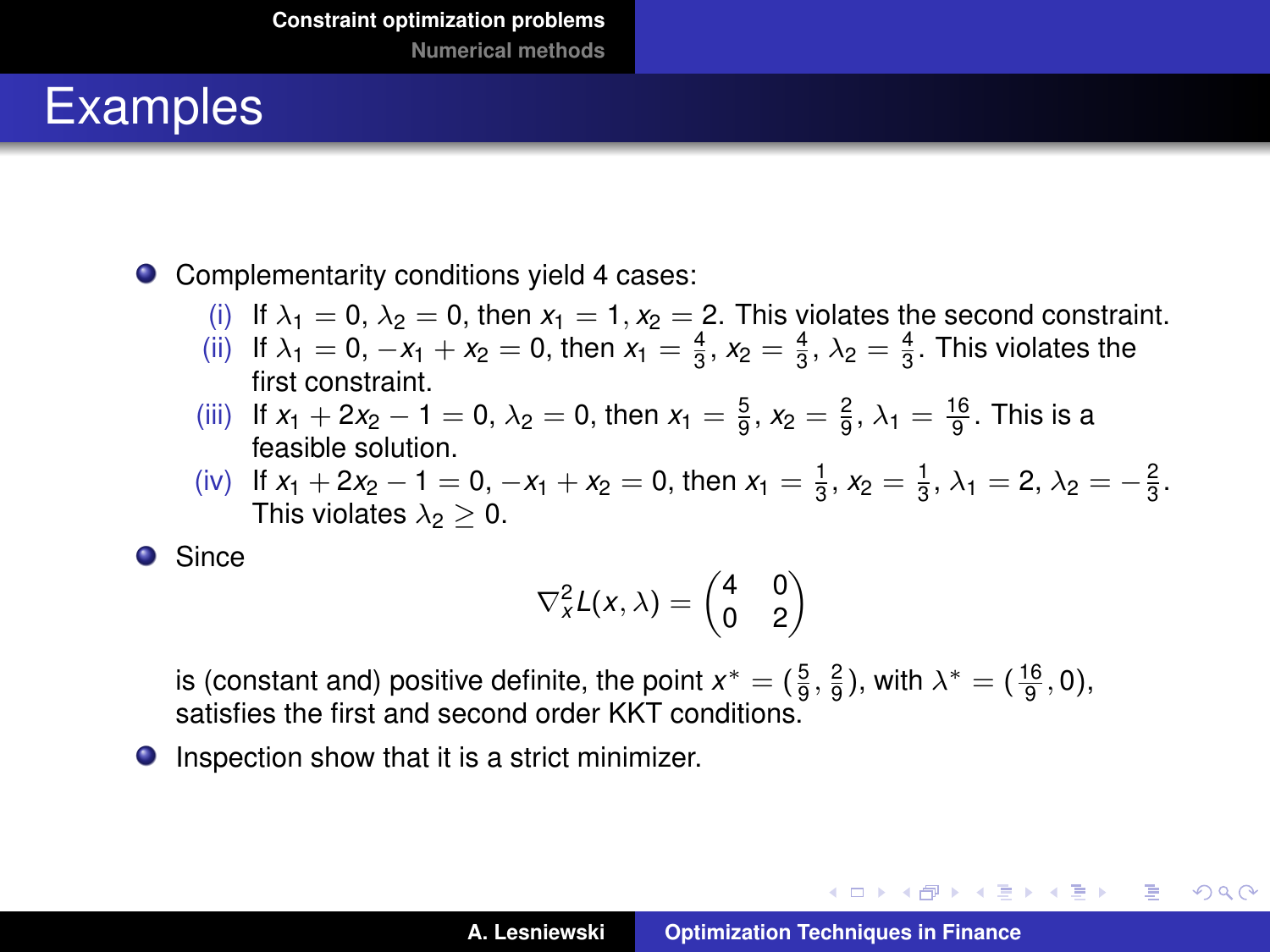# Examples

- Complementarity conditions yield 4 cases:
  - (i) If $\lambda_1 = 0$, $\lambda_2 = 0$, then $x_1 = 1, x_2 = 2$. This violates the second constraint.
  - (ii) If $\lambda_1 = 0$, $-x_1 + x_2 = 0$, then $x_1 = \frac{4}{3}$, $x_2 = \frac{4}{3}$, $\lambda_2 = \frac{4}{3}$. This violates the first constraint.
  - (iii) If $x_1 + 2x_2 - 1 = 0$, $\lambda_2 = 0$, then $x_1 = \frac{5}{9}$, $x_2 = \frac{2}{9}$, $\lambda_1 = \frac{16}{9}$. This is a feasible solution.
  - (iv) If $x_1 + 2x_2 - 1 = 0$, $-x_1 + x_2 = 0$, then $x_1 = \frac{1}{3}$, $x_2 = \frac{1}{3}$, $\lambda_1 = 2$, $\lambda_2 = -\frac{2}{3}$. This violates $\lambda_2 \geq 0$.
- Since

$$\nabla_x^2 L(x, \lambda) = \begin{pmatrix} 4 & 0 \\ 0 & 2 \end{pmatrix}$$

  is (constant and) positive definite, the point $x^* = (\frac{5}{9}, \frac{2}{9})$, with $\lambda^* = (\frac{16}{9}, 0)$, satisfies the first and second order KKT conditions.
- Inspection show that it is a strict minimizer.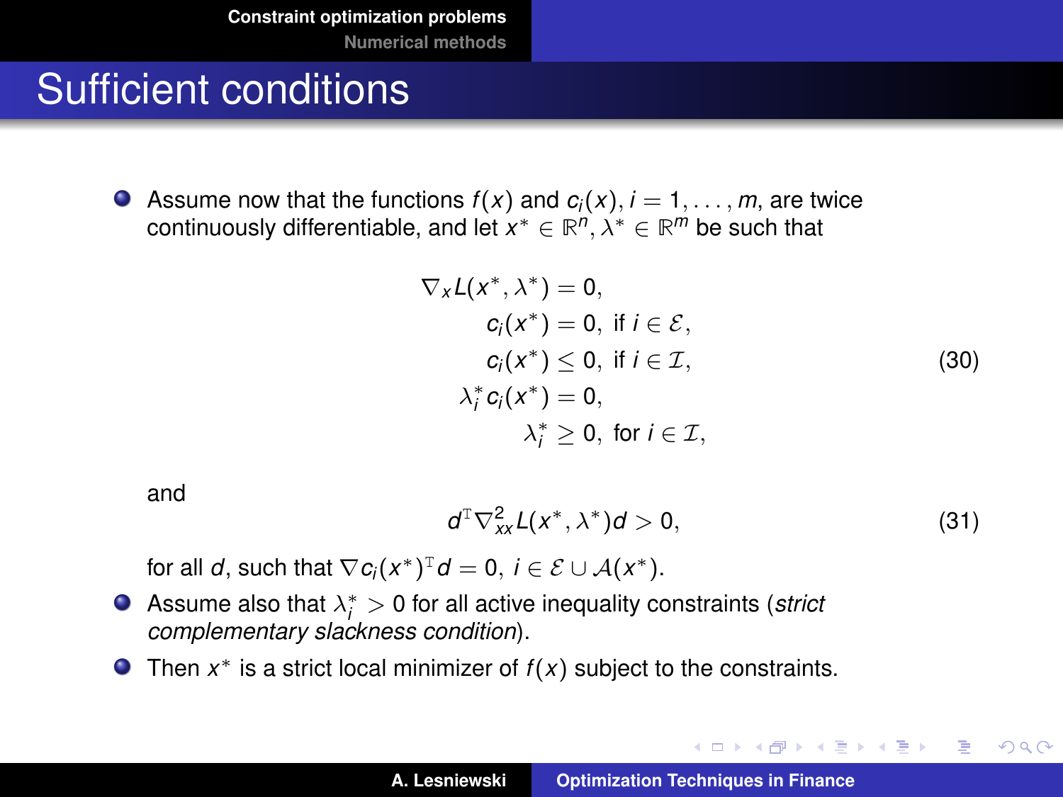# Sufficient conditions

- Assume now that the functions $f(x)$ and $c_i(x)$, $i = 1, \ldots, m$, are twice continuously differentiable, and let $x^* \in \mathbb{R}^n$, $\lambda^* \in \mathbb{R}^m$ be such that

$$
\begin{aligned}
\nabla_x L(x^*, \lambda^*) &= 0, \\
c_i(x^*) &= 0, \text{ if } i \in \mathcal{E}, \\
c_i(x^*) &\leq 0, \text{ if } i \in \mathcal{I}, \\
\lambda_i^* c_i(x^*) &= 0, \\
\lambda_i^* &\geq 0, \text{ for } i \in \mathcal{I},
\end{aligned}
\tag{30}
$$

  and

$$
d^{\mathrm{T}} \nabla^2_{xx} L(x^*, \lambda^*) d > 0, \tag{31}
$$

  for all $d$, such that $\nabla c_i(x^*)^{\mathrm{T}} d = 0$, $i \in \mathcal{E} \cup \mathcal{A}(x^*)$.

- Assume also that $\lambda_i^* > 0$ for all active inequality constraints (*strict complementary slackness condition*).
- Then $x^*$ is a strict local minimizer of $f(x)$ subject to the constraints.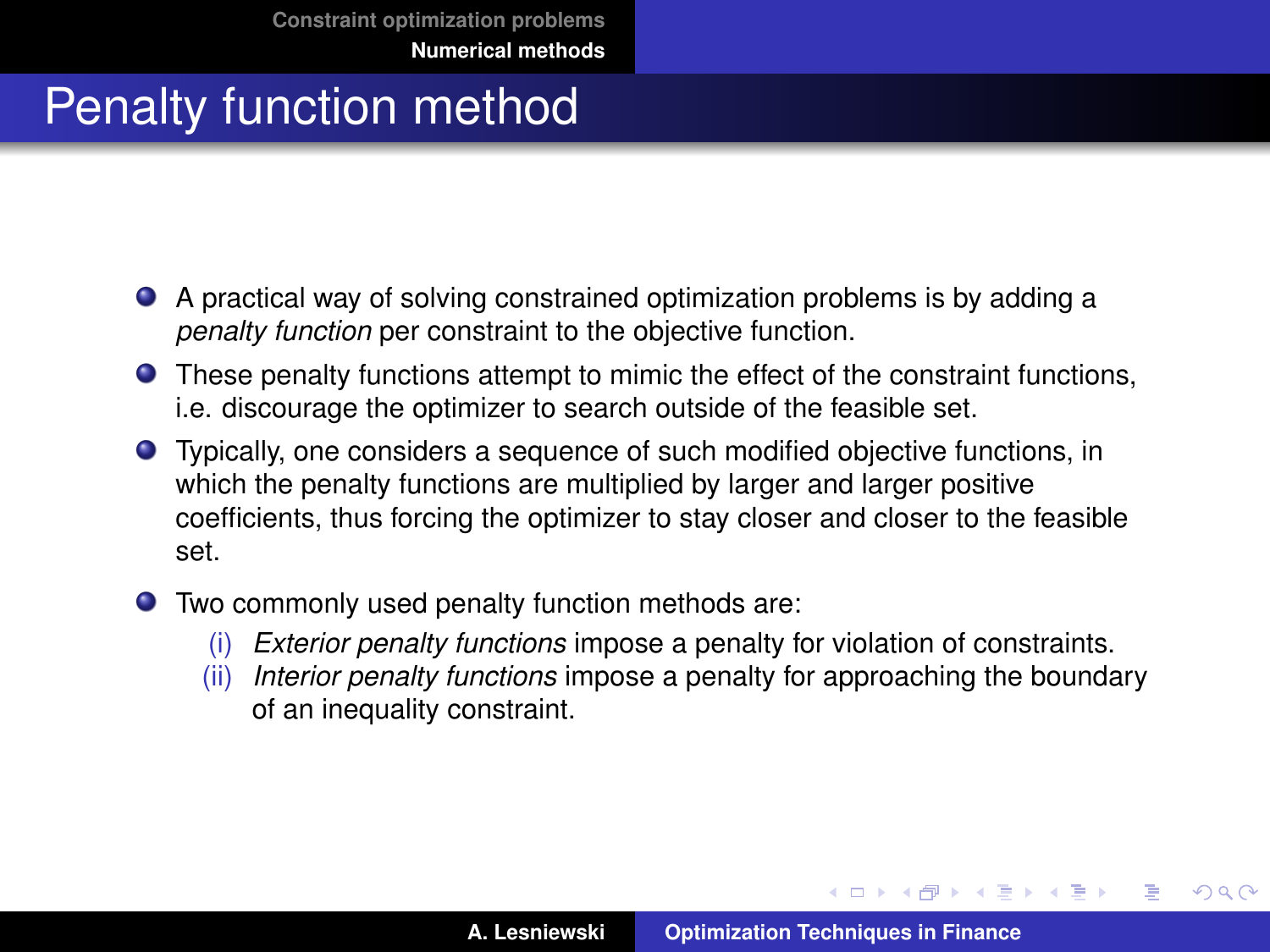# Penalty function method

- A practical way of solving constrained optimization problems is by adding a *penalty function* per constraint to the objective function.
- These penalty functions attempt to mimic the effect of the constraint functions, i.e. discourage the optimizer to search outside of the feasible set.
- Typically, one considers a sequence of such modified objective functions, in which the penalty functions are multiplied by larger and larger positive coefficients, thus forcing the optimizer to stay closer and closer to the feasible set.
- Two commonly used penalty function methods are:
  - (i) *Exterior penalty functions* impose a penalty for violation of constraints.
  - (ii) *Interior penalty functions* impose a penalty for approaching the boundary of an inequality constraint.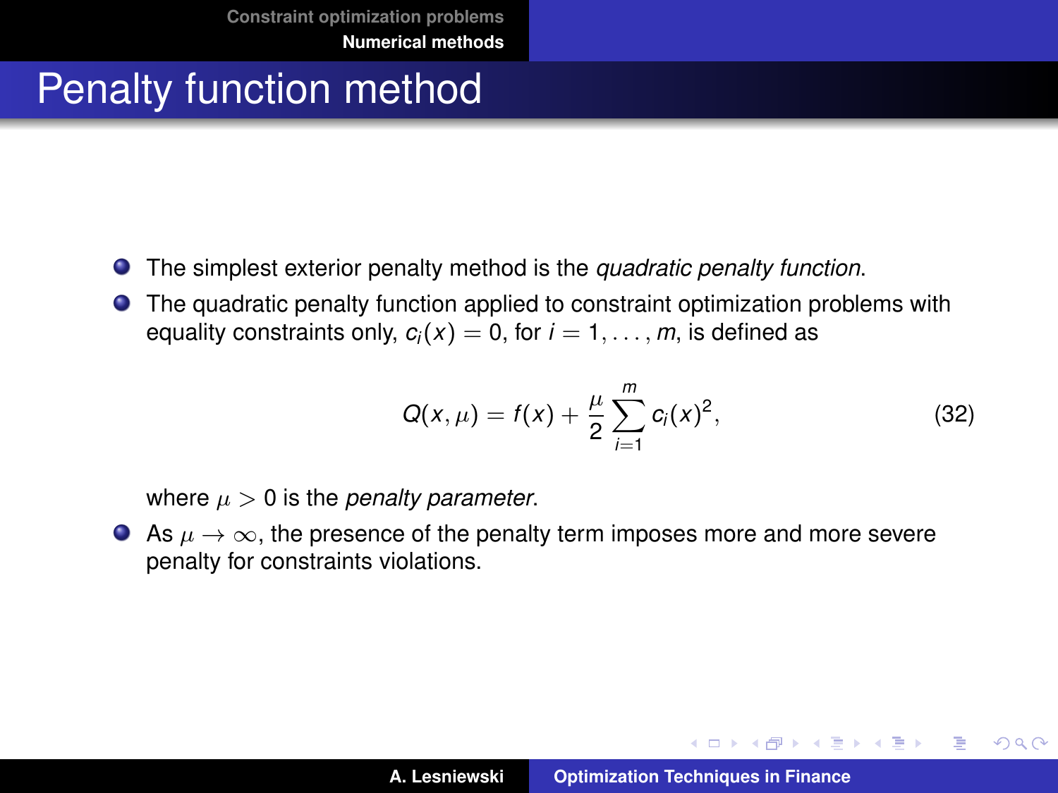# Penalty function method

- The simplest exterior penalty method is the *quadratic penalty function*.
- The quadratic penalty function applied to constraint optimization problems with equality constraints only, $c_i(x) = 0$, for $i = 1, \ldots, m$, is defined as

$$Q(x, \mu) = f(x) + \frac{\mu}{2} \sum_{i=1}^{m} c_i(x)^2, \tag{32}$$

  where $\mu > 0$ is the *penalty parameter*.
- As $\mu \to \infty$, the presence of the penalty term imposes more and more severe penalty for constraints violations.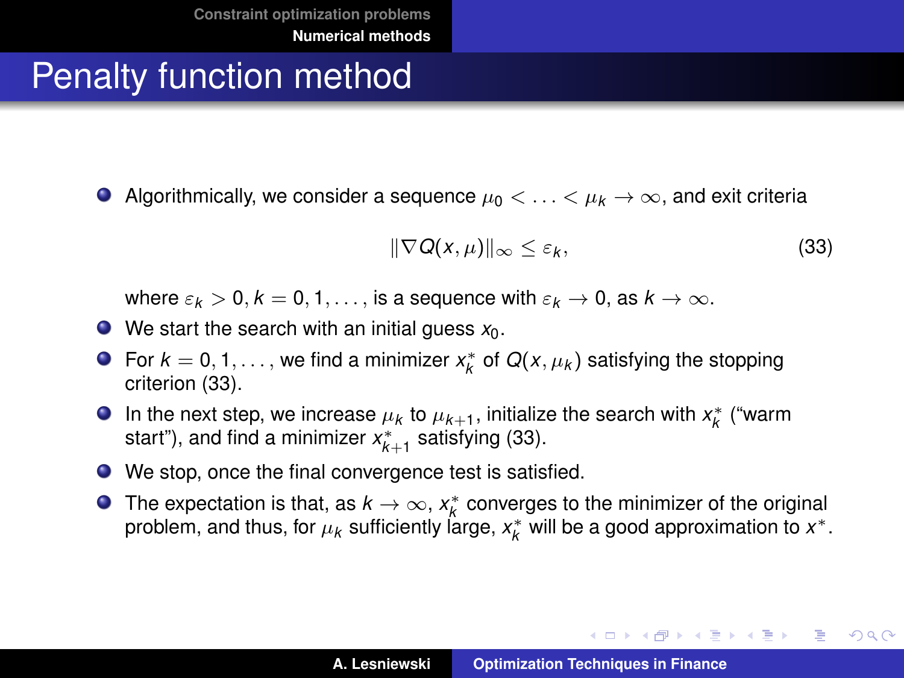# Penalty function method

- Algorithmically, we consider a sequence $\mu_0 < \ldots < \mu_k \to \infty$, and exit criteria

$$\|\nabla Q(x, \mu)\|_\infty \leq \varepsilon_k, \tag{33}$$

  where $\varepsilon_k > 0, k = 0, 1, \ldots$, is a sequence with $\varepsilon_k \to 0$, as $k \to \infty$.
- We start the search with an initial guess $x_0$.
- For $k = 0, 1, \ldots$, we find a minimizer $x_k^*$ of $Q(x, \mu_k)$ satisfying the stopping criterion (33).
- In the next step, we increase $\mu_k$ to $\mu_{k+1}$, initialize the search with $x_k^*$ ("warm start"), and find a minimizer $x_{k+1}^*$ satisfying (33).
- We stop, once the final convergence test is satisfied.
- The expectation is that, as $k \to \infty$, $x_k^*$ converges to the minimizer of the original problem, and thus, for $\mu_k$ sufficiently large, $x_k^*$ will be a good approximation to $x^*$.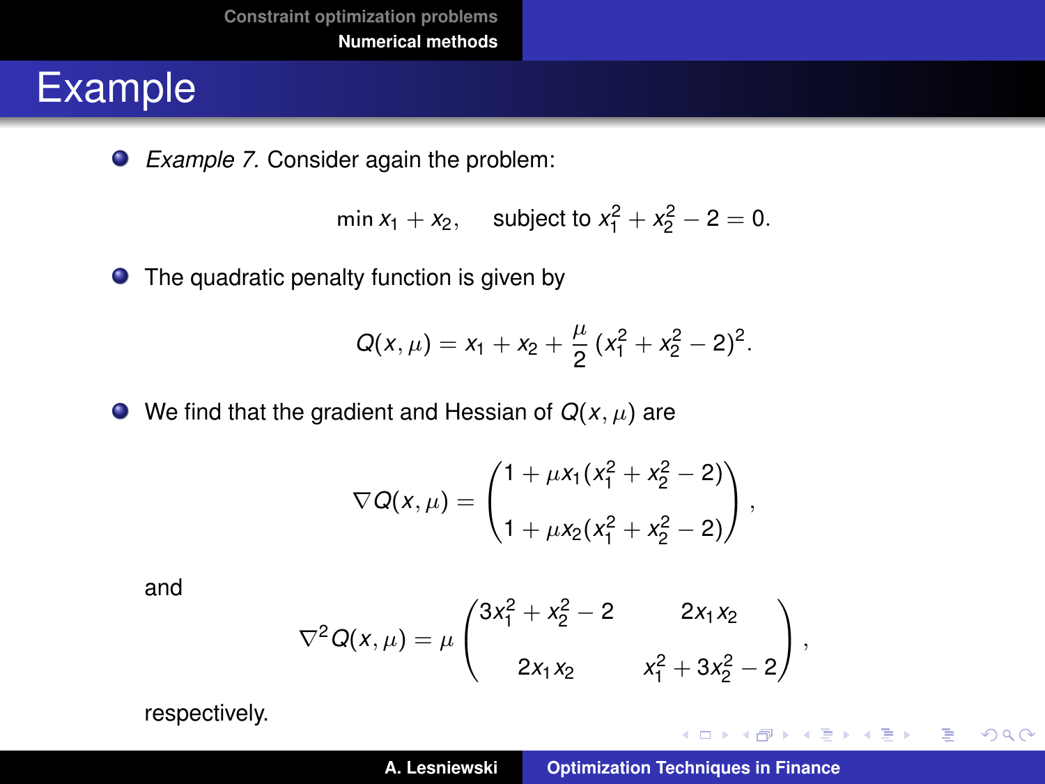# Example

- *Example 7.* Consider again the problem:

$$\min x_1 + x_2, \quad \text{subject to } x_1^2 + x_2^2 - 2 = 0.$$

- The quadratic penalty function is given by

$$Q(x, \mu) = x_1 + x_2 + \frac{\mu}{2} (x_1^2 + x_2^2 - 2)^2.$$

- We find that the gradient and Hessian of $Q(x, \mu)$ are

$$\nabla Q(x, \mu) = \begin{pmatrix} 1 + \mu x_1 (x_1^2 + x_2^2 - 2) \\ 1 + \mu x_2 (x_1^2 + x_2^2 - 2) \end{pmatrix},$$

and

$$\nabla^2 Q(x, \mu) = \mu \begin{pmatrix} 3x_1^2 + x_2^2 - 2 & 2x_1 x_2 \\ 2x_1 x_2 & x_1^2 + 3x_2^2 - 2 \end{pmatrix},$$

respectively.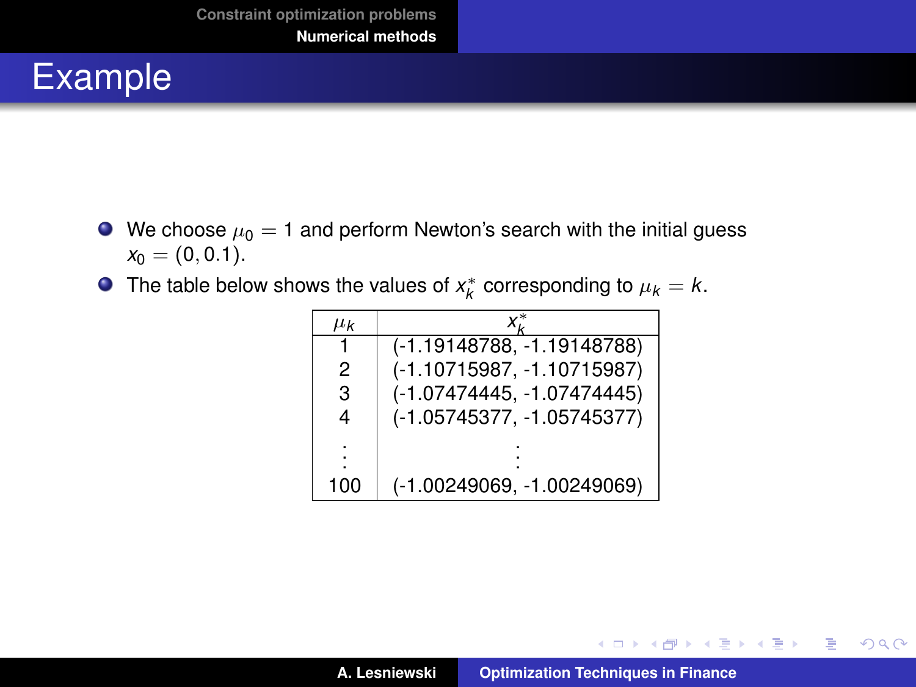# Example

- We choose $\mu_0 = 1$ and perform Newton's search with the initial guess $x_0 = (0, 0.1)$.
- The table below shows the values of $x_k^*$ corresponding to $\mu_k = k$.

| $\mu_k$ | $x_k^*$ |
|---|---|
| 1 | (-1.19148788, -1.19148788) |
| 2 | (-1.10715987, -1.10715987) |
| 3 | (-1.07474445, -1.07474445) |
| 4 | (-1.05745377, -1.05745377) |
| ⋮ | ⋮ |
| 100 | (-1.00249069, -1.00249069) |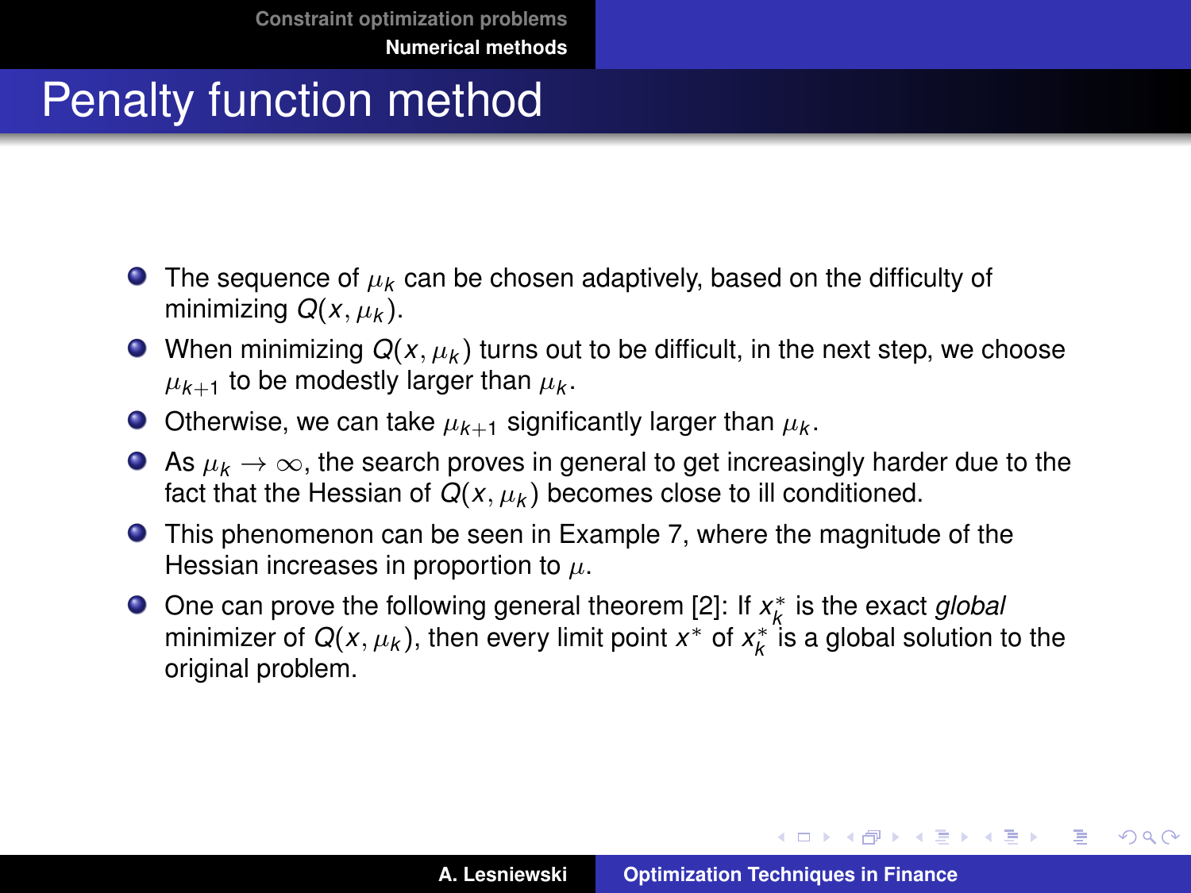# Penalty function method

- The sequence of $\mu_k$ can be chosen adaptively, based on the difficulty of minimizing $Q(x, \mu_k)$.
- When minimizing $Q(x, \mu_k)$ turns out to be difficult, in the next step, we choose $\mu_{k+1}$ to be modestly larger than $\mu_k$.
- Otherwise, we can take $\mu_{k+1}$ significantly larger than $\mu_k$.
- As $\mu_k \to \infty$, the search proves in general to get increasingly harder due to the fact that the Hessian of $Q(x, \mu_k)$ becomes close to ill conditioned.
- This phenomenon can be seen in Example 7, where the magnitude of the Hessian increases in proportion to $\mu$.
- One can prove the following general theorem [2]: If $x_k^*$ is the exact *global* minimizer of $Q(x, \mu_k)$, then every limit point $x^*$ of $x_k^*$ is a global solution to the original problem.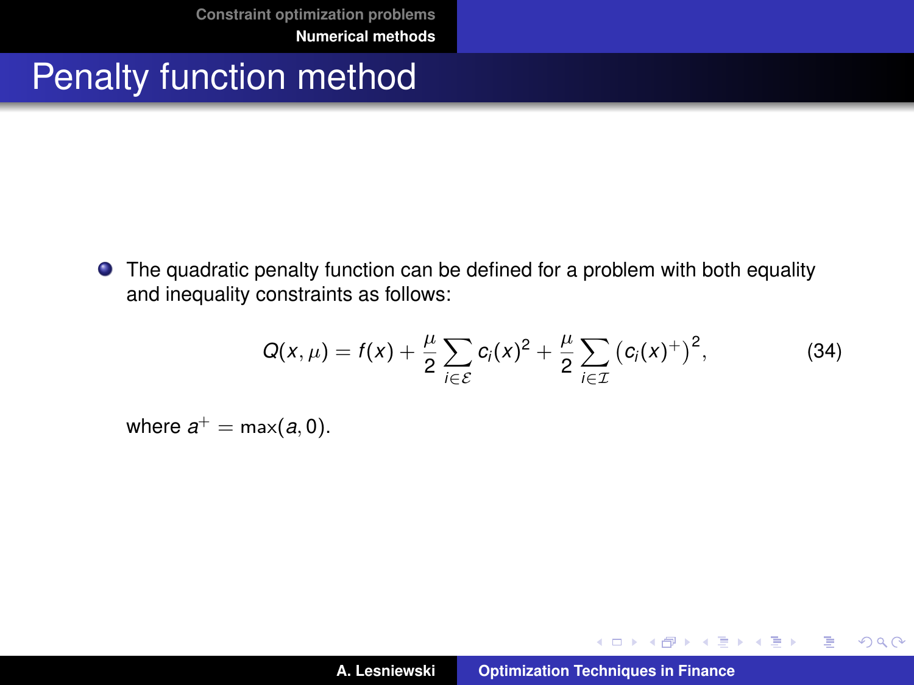# Penalty function method

- The quadratic penalty function can be defined for a problem with both equality and inequality constraints as follows:

$$Q(x, \mu) = f(x) + \frac{\mu}{2} \sum_{i \in \mathcal{E}} c_i(x)^2 + \frac{\mu}{2} \sum_{i \in \mathcal{I}} \left(c_i(x)^+\right)^2, \tag{34}$$

where $a^+ = \max(a, 0)$.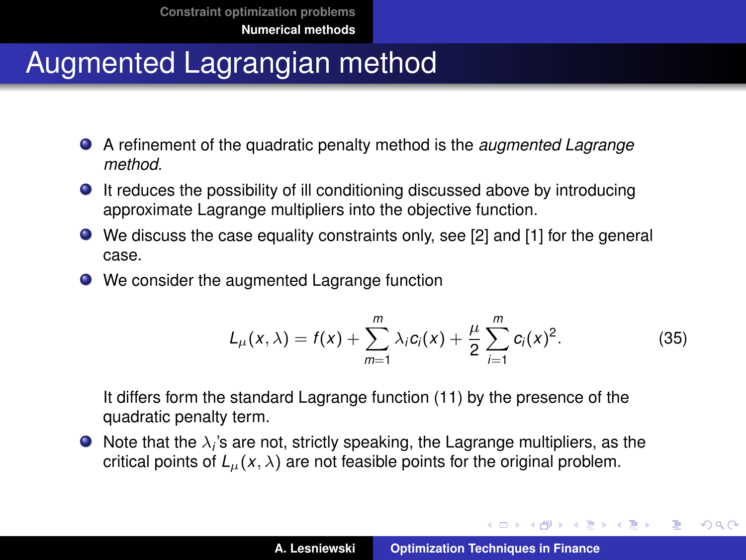# Augmented Lagrangian method

- A refinement of the quadratic penalty method is the *augmented Lagrange method*.
- It reduces the possibility of ill conditioning discussed above by introducing approximate Lagrange multipliers into the objective function.
- We discuss the case equality constraints only, see [2] and [1] for the general case.
- We consider the augmented Lagrange function

$$L_\mu(x, \lambda) = f(x) + \sum_{m=1}^{m} \lambda_i c_i(x) + \frac{\mu}{2} \sum_{i=1}^{m} c_i(x)^2. \tag{35}$$

  It differs form the standard Lagrange function (11) by the presence of the quadratic penalty term.
- Note that the $\lambda_i$'s are not, strictly speaking, the Lagrange multipliers, as the critical points of $L_\mu(x, \lambda)$ are not feasible points for the original problem.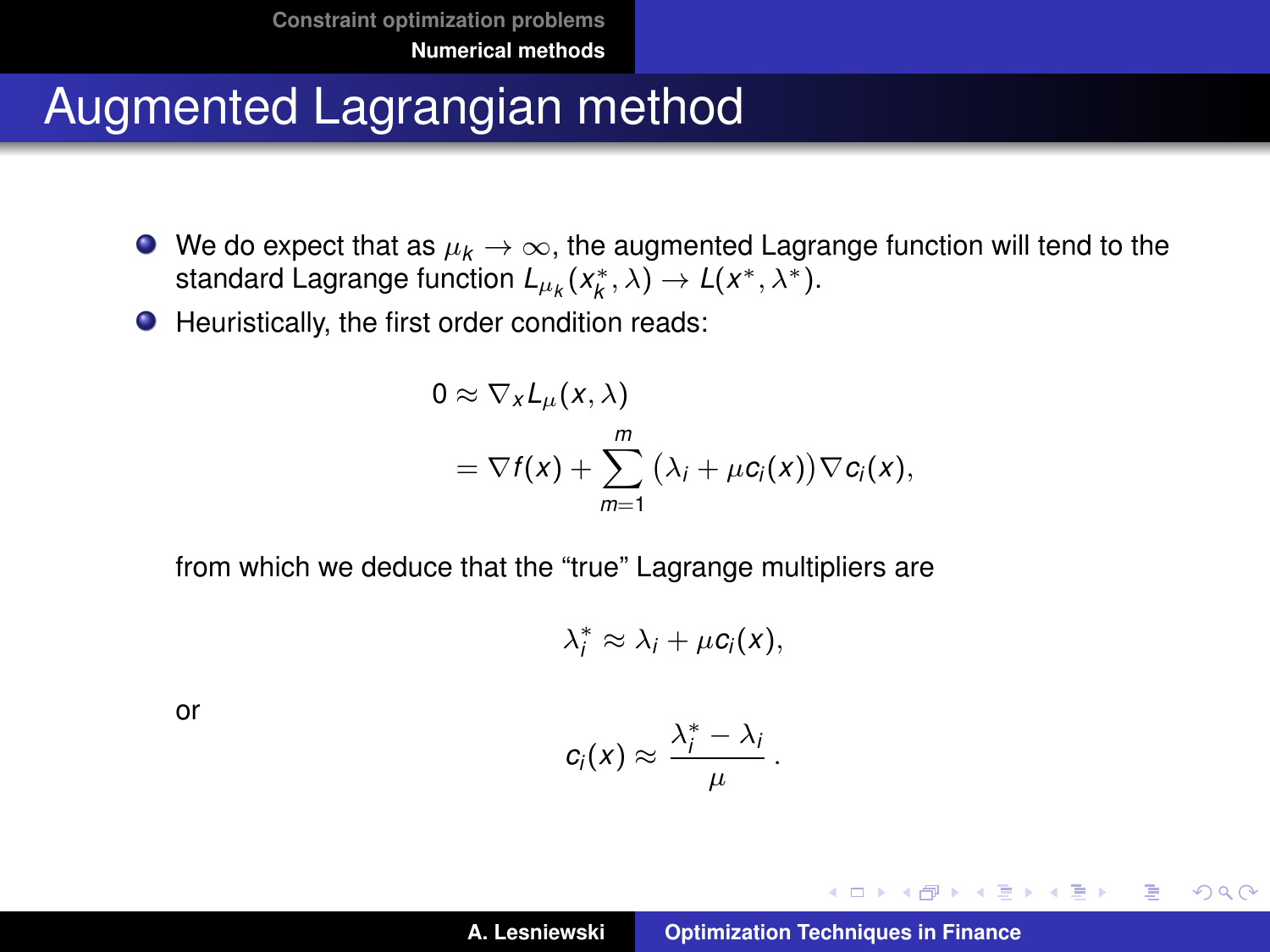# Augmented Lagrangian method

- We do expect that as $\mu_k \to \infty$, the augmented Lagrange function will tend to the standard Lagrange function $L_{\mu_k}(x_k^*, \lambda) \to L(x^*, \lambda^*)$.
- Heuristically, the first order condition reads:

$$
\begin{aligned}
0 &\approx \nabla_x L_\mu(x, \lambda) \\
&= \nabla f(x) + \sum_{m=1}^{m} \big(\lambda_i + \mu c_i(x)\big) \nabla c_i(x),
\end{aligned}
$$

from which we deduce that the "true" Lagrange multipliers are

$$
\lambda_i^* \approx \lambda_i + \mu c_i(x),
$$

or

$$
c_i(x) \approx \frac{\lambda_i^* - \lambda_i}{\mu}.
$$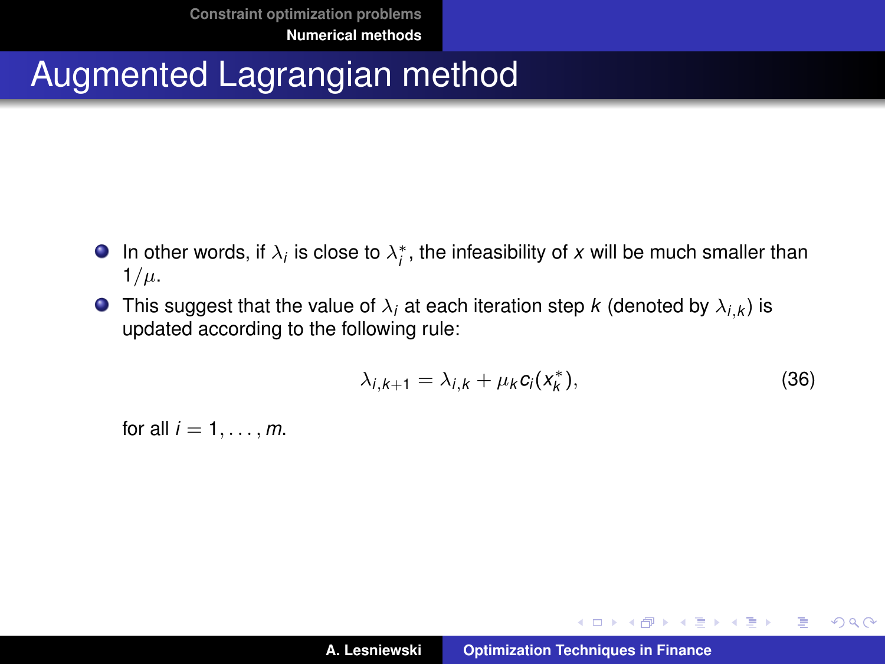# Augmented Lagrangian method

- In other words, if $\lambda_i$ is close to $\lambda_i^*$, the infeasibility of $x$ will be much smaller than $1/\mu$.
- This suggest that the value of $\lambda_i$ at each iteration step $k$ (denoted by $\lambda_{i,k}$) is updated according to the following rule:

$$\lambda_{i,k+1} = \lambda_{i,k} + \mu_k c_i(x_k^*), \tag{36}$$

for all $i = 1, \ldots, m$.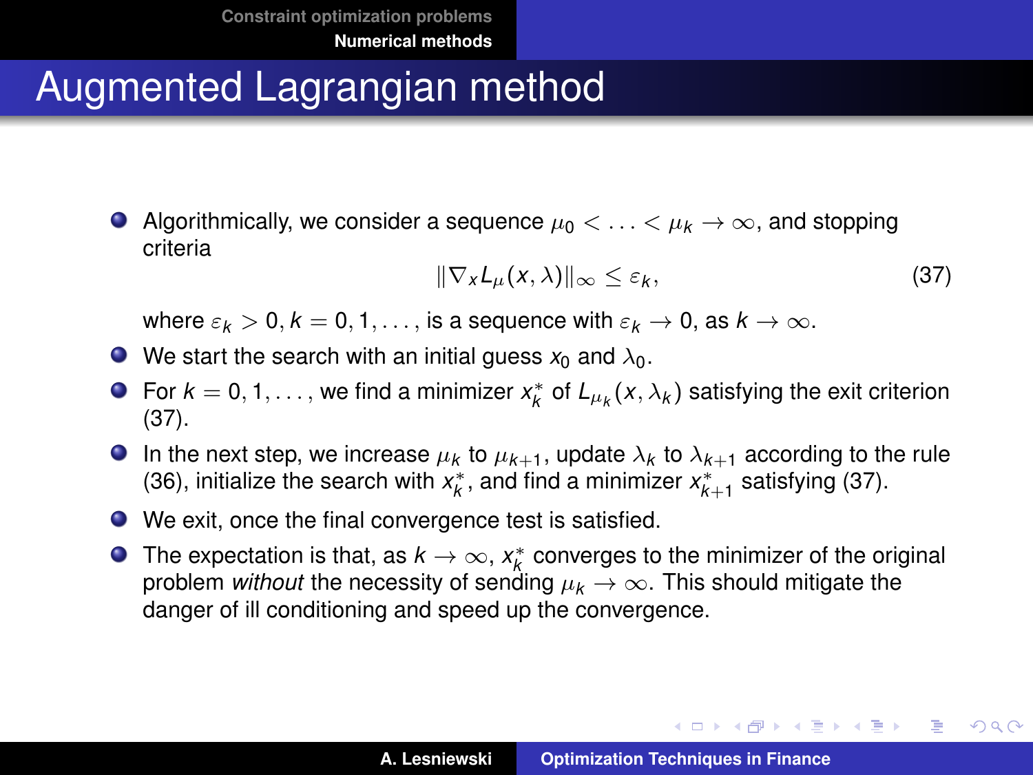# Augmented Lagrangian method

- Algorithmically, we consider a sequence $\mu_0 < \ldots < \mu_k \to \infty$, and stopping criteria

$$\|\nabla_x L_\mu(x, \lambda)\|_\infty \leq \varepsilon_k, \tag{37}$$

  where $\varepsilon_k > 0, k = 0, 1, \ldots,$ is a sequence with $\varepsilon_k \to 0$, as $k \to \infty$.
- We start the search with an initial guess $x_0$ and $\lambda_0$.
- For $k = 0, 1, \ldots,$ we find a minimizer $x_k^*$ of $L_{\mu_k}(x, \lambda_k)$ satisfying the exit criterion (37).
- In the next step, we increase $\mu_k$ to $\mu_{k+1}$, update $\lambda_k$ to $\lambda_{k+1}$ according to the rule (36), initialize the search with $x_k^*$, and find a minimizer $x_{k+1}^*$ satisfying (37).
- We exit, once the final convergence test is satisfied.
- The expectation is that, as $k \to \infty$, $x_k^*$ converges to the minimizer of the original problem *without* the necessity of sending $\mu_k \to \infty$. This should mitigate the danger of ill conditioning and speed up the convergence.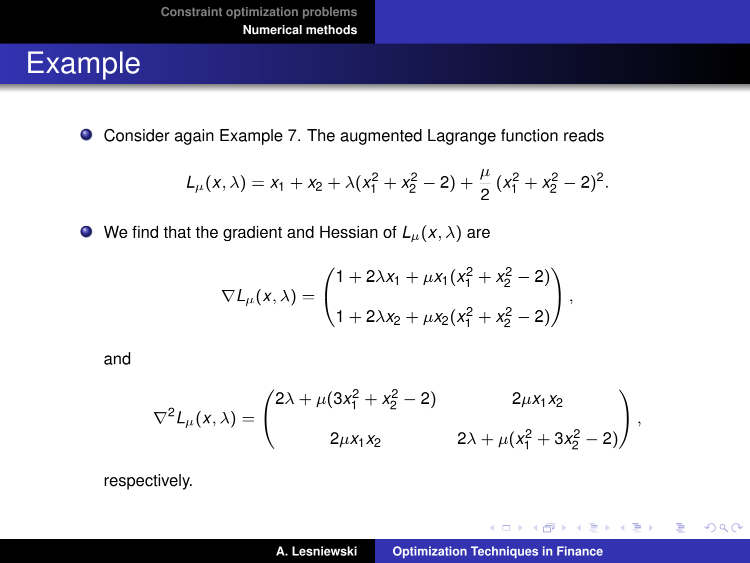# Example

- Consider again Example 7. The augmented Lagrange function reads

$$L_\mu(x, \lambda) = x_1 + x_2 + \lambda(x_1^2 + x_2^2 - 2) + \frac{\mu}{2}\,(x_1^2 + x_2^2 - 2)^2.$$

- We find that the gradient and Hessian of $L_\mu(x, \lambda)$ are

$$\nabla L_\mu(x, \lambda) = \begin{pmatrix} 1 + 2\lambda x_1 + \mu x_1(x_1^2 + x_2^2 - 2) \\ 1 + 2\lambda x_2 + \mu x_2(x_1^2 + x_2^2 - 2) \end{pmatrix},$$

and

$$\nabla^2 L_\mu(x, \lambda) = \begin{pmatrix} 2\lambda + \mu(3x_1^2 + x_2^2 - 2) & 2\mu x_1 x_2 \\ 2\mu x_1 x_2 & 2\lambda + \mu(x_1^2 + 3x_2^2 - 2) \end{pmatrix},$$

respectively.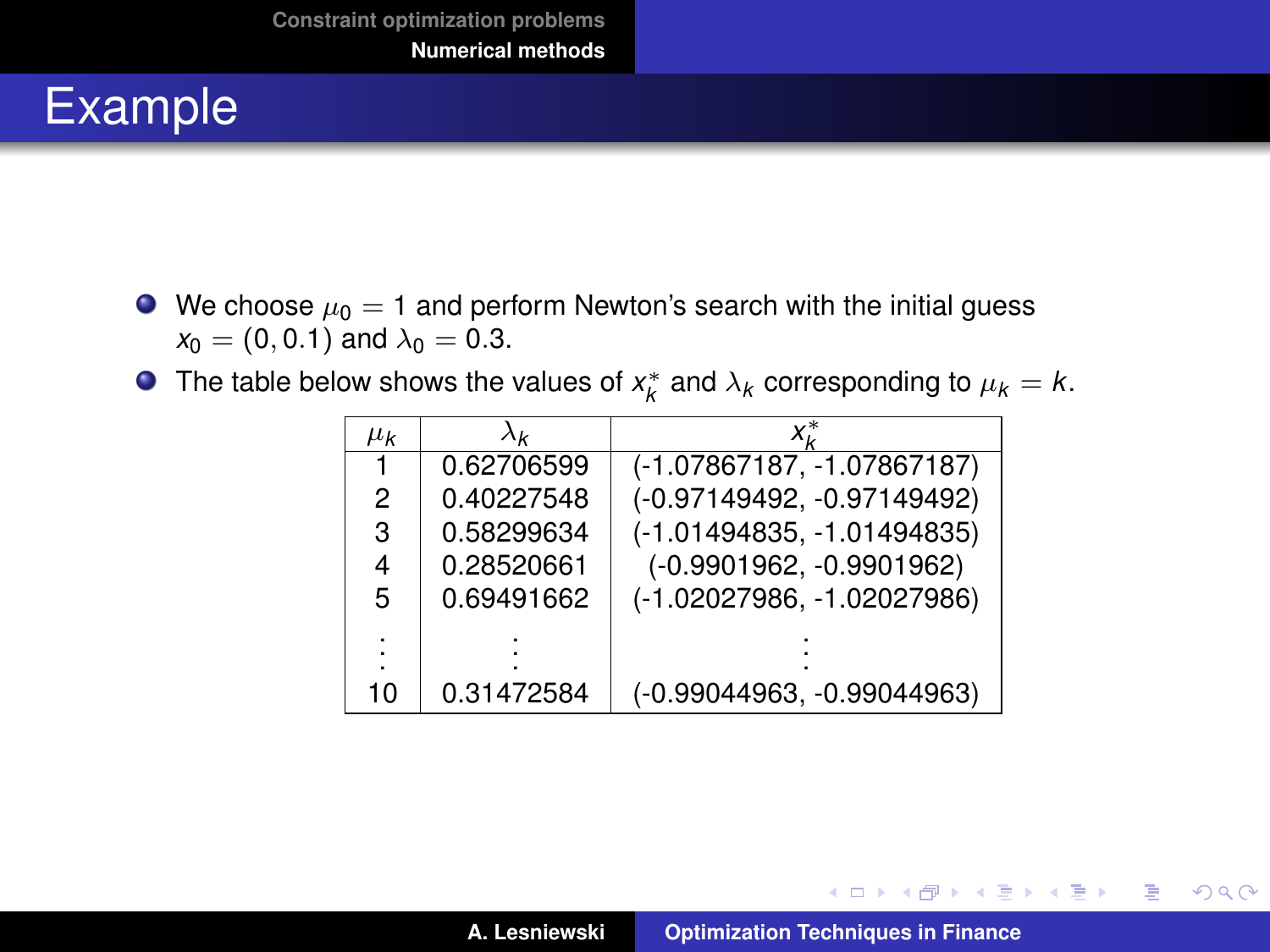# Example

- We choose $\mu_0 = 1$ and perform Newton's search with the initial guess $x_0 = (0, 0.1)$ and $\lambda_0 = 0.3$.
- The table below shows the values of $x_k^*$ and $\lambda_k$ corresponding to $\mu_k = k$.

| $\mu_k$ | $\lambda_k$ | $x_k^*$ |
|---|---|---|
| 1 | 0.62706599 | (-1.07867187, -1.07867187) |
| 2 | 0.40227548 | (-0.97149492, -0.97149492) |
| 3 | 0.58299634 | (-1.01494835, -1.01494835) |
| 4 | 0.28520661 | (-0.9901962, -0.9901962) |
| 5 | 0.69491662 | (-1.02027986, -1.02027986) |
| ⋮ | ⋮ | ⋮ |
| 10 | 0.31472584 | (-0.99044963, -0.99044963) |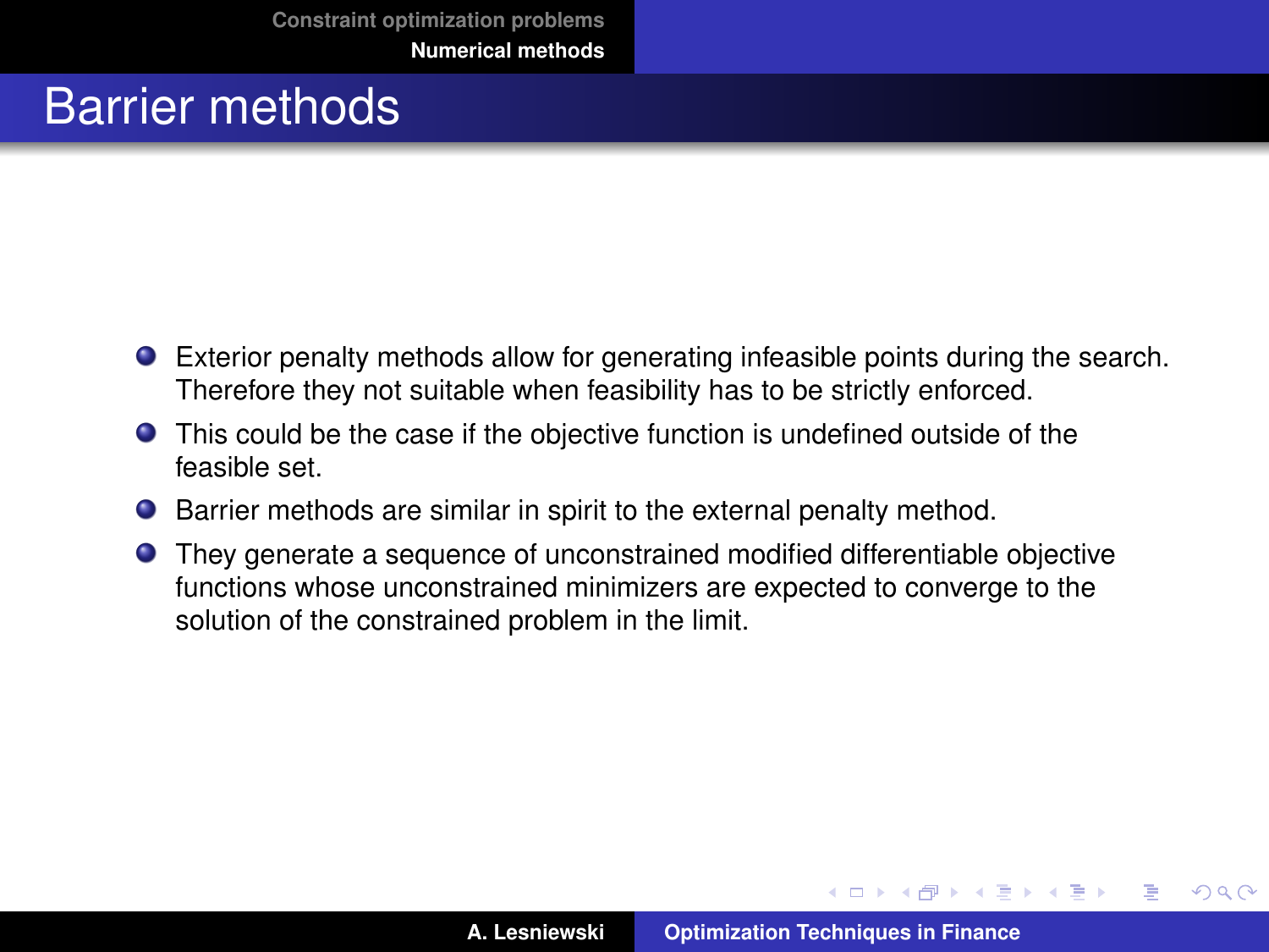# Barrier methods

- Exterior penalty methods allow for generating infeasible points during the search. Therefore they not suitable when feasibility has to be strictly enforced.
- This could be the case if the objective function is undefined outside of the feasible set.
- Barrier methods are similar in spirit to the external penalty method.
- They generate a sequence of unconstrained modified differentiable objective functions whose unconstrained minimizers are expected to converge to the solution of the constrained problem in the limit.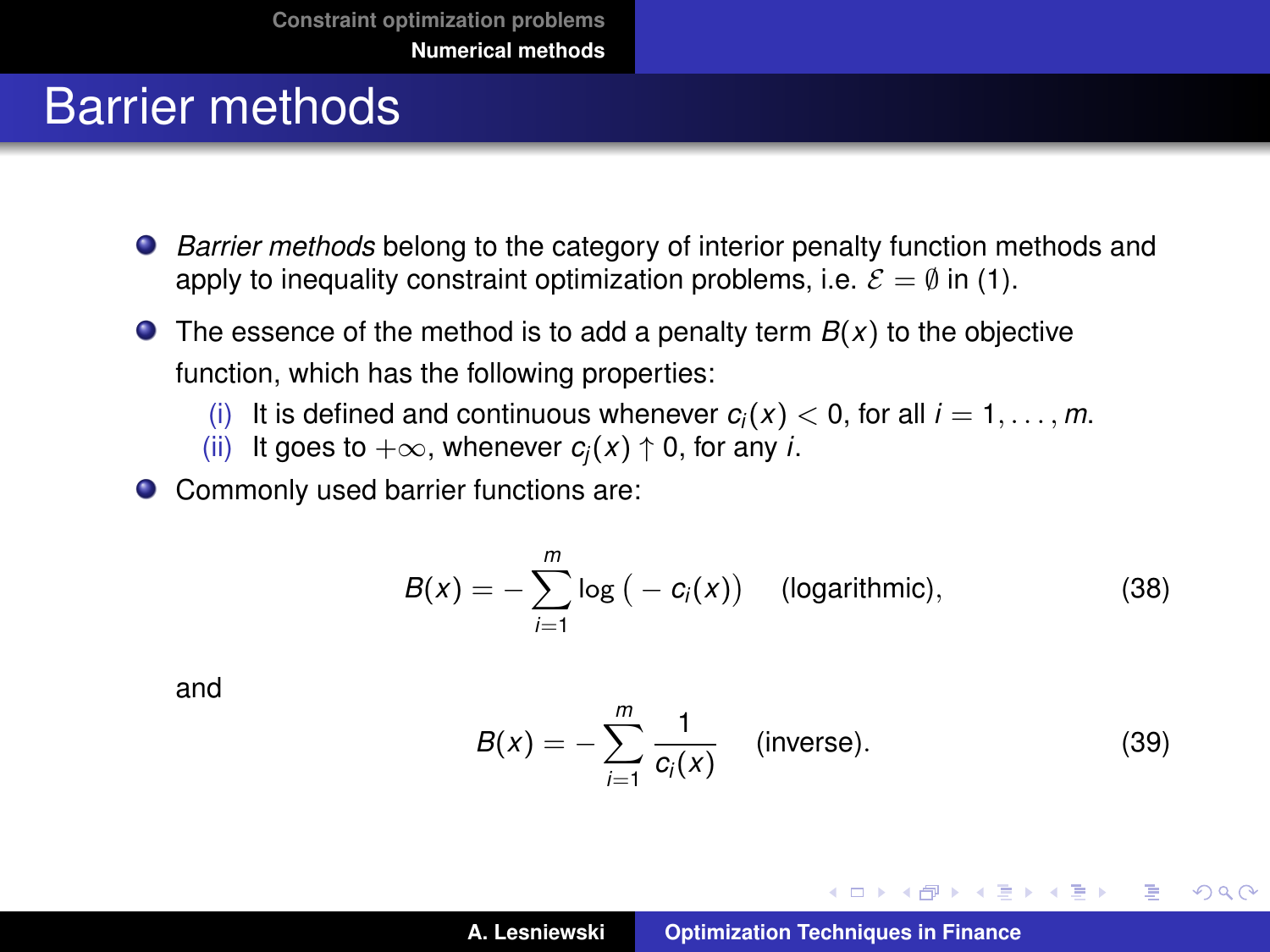# Barrier methods

- *Barrier methods* belong to the category of interior penalty function methods and apply to inequality constraint optimization problems, i.e. $\mathcal{E} = \emptyset$ in (1).
- The essence of the method is to add a penalty term $B(x)$ to the objective function, which has the following properties:
  - (i) It is defined and continuous whenever $c_i(x) < 0$, for all $i = 1, \ldots, m$.
  - (ii) It goes to $+\infty$, whenever $c_j(x) \uparrow 0$, for any $i$.
- Commonly used barrier functions are:

$$B(x) = -\sum_{i=1}^{m} \log\big(-c_i(x)\big) \quad \text{(logarithmic)}, \tag{38}$$

and

$$B(x) = -\sum_{i=1}^{m} \frac{1}{c_i(x)} \quad \text{(inverse)}. \tag{39}$$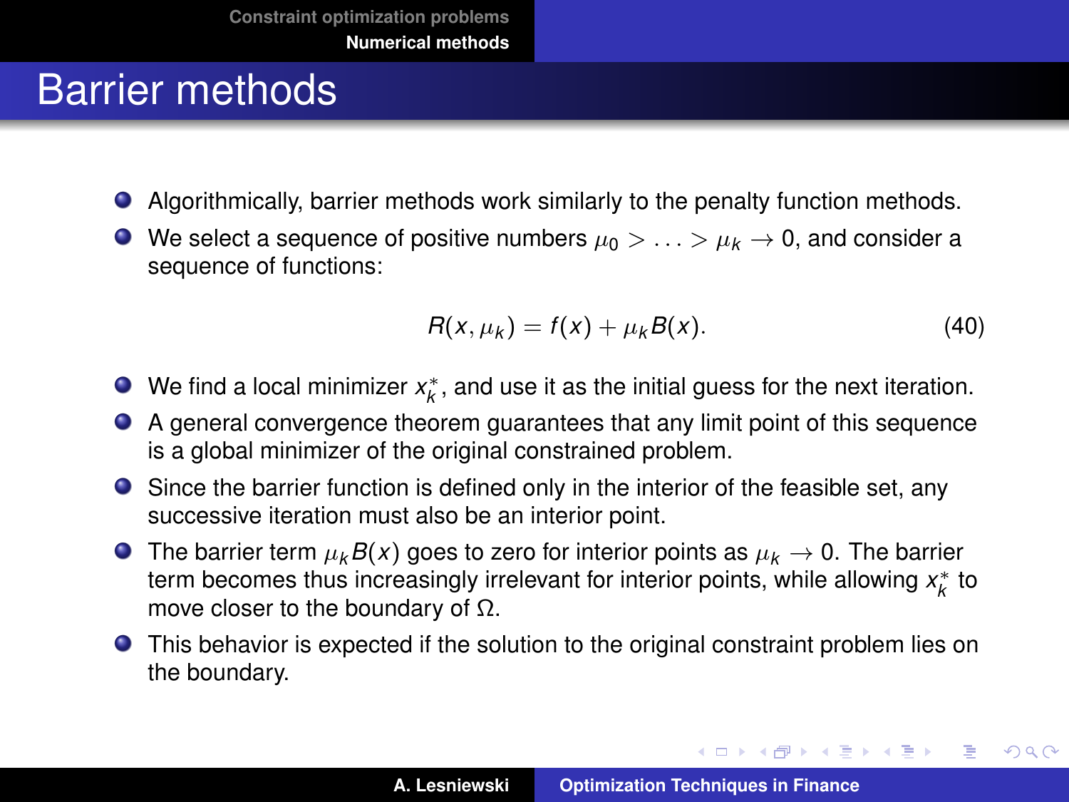# Barrier methods

- Algorithmically, barrier methods work similarly to the penalty function methods.
- We select a sequence of positive numbers $\mu_0 > \ldots > \mu_k \to 0$, and consider a sequence of functions:

$$R(x, \mu_k) = f(x) + \mu_k B(x). \tag{40}$$

- We find a local minimizer $x_k^*$, and use it as the initial guess for the next iteration.
- A general convergence theorem guarantees that any limit point of this sequence is a global minimizer of the original constrained problem.
- Since the barrier function is defined only in the interior of the feasible set, any successive iteration must also be an interior point.
- The barrier term $\mu_k B(x)$ goes to zero for interior points as $\mu_k \to 0$. The barrier term becomes thus increasingly irrelevant for interior points, while allowing $x_k^*$ to move closer to the boundary of $\Omega$.
- This behavior is expected if the solution to the original constraint problem lies on the boundary.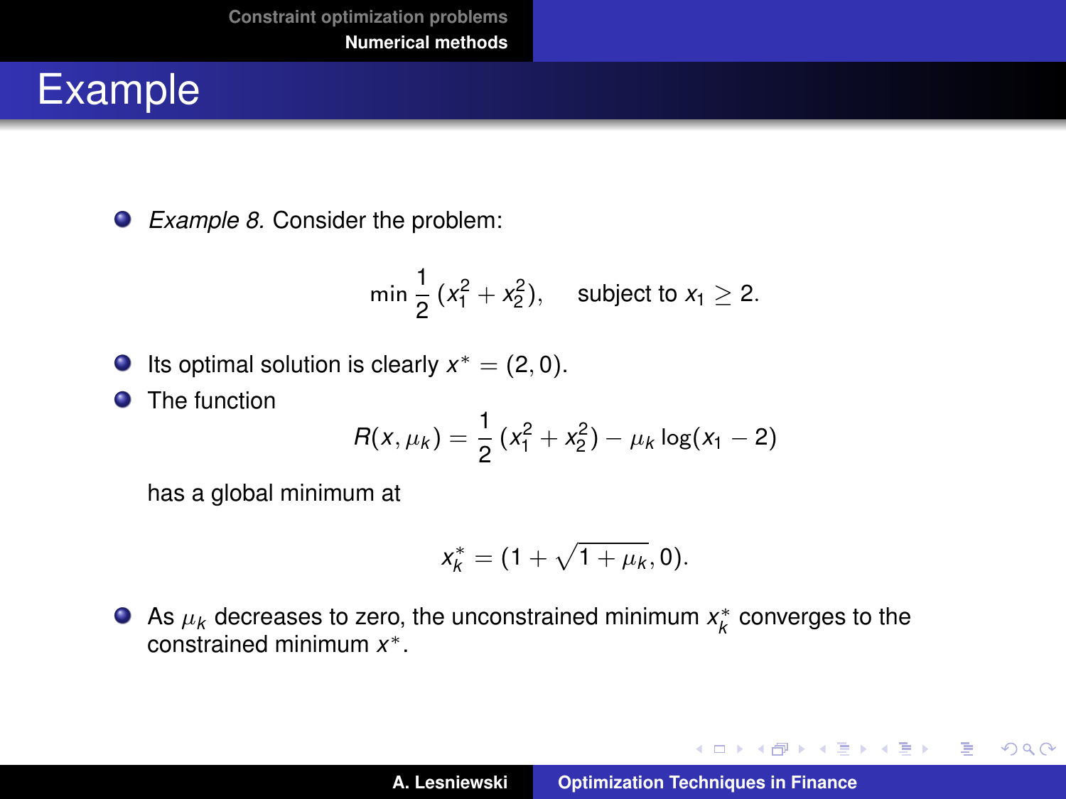# Example

- *Example 8.* Consider the problem:

$$\min \frac{1}{2}\,(x_1^2 + x_2^2), \quad \text{subject to } x_1 \geq 2.$$

- Its optimal solution is clearly $x^* = (2, 0)$.
- The function

$$R(x, \mu_k) = \frac{1}{2}\,(x_1^2 + x_2^2) - \mu_k \log(x_1 - 2)$$

has a global minimum at

$$x_k^* = (1 + \sqrt{1 + \mu_k}, 0).$$

- As $\mu_k$ decreases to zero, the unconstrained minimum $x_k^*$ converges to the constrained minimum $x^*$.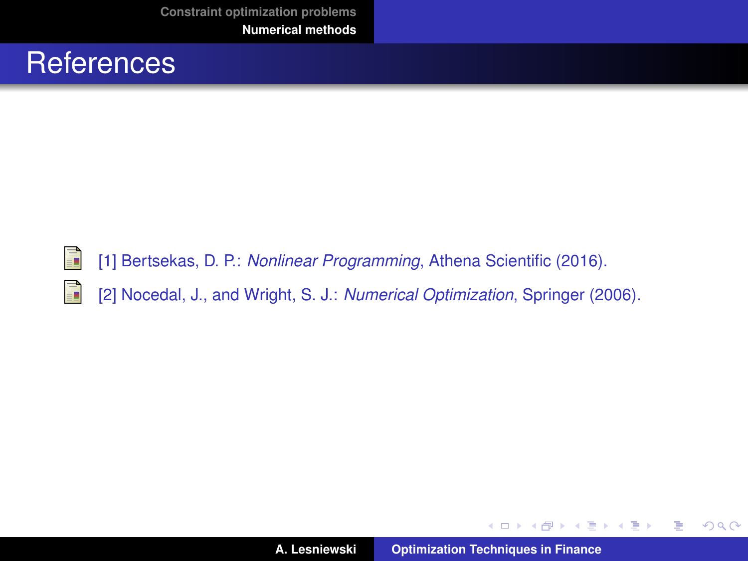# References

[1] Bertsekas, D. P.: *Nonlinear Programming*, Athena Scientific (2016).

[2] Nocedal, J., and Wright, S. J.: *Numerical Optimization*, Springer (2006).